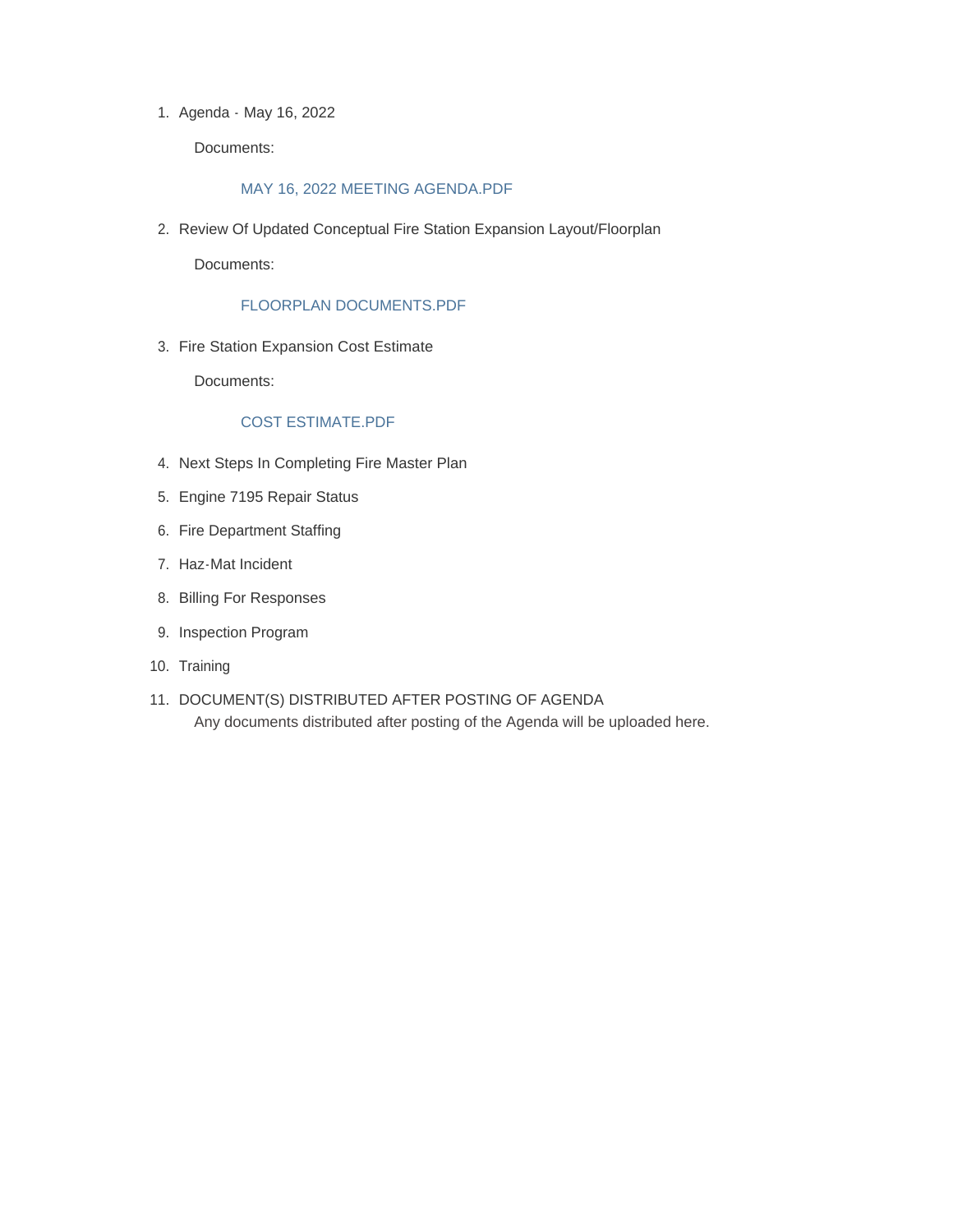1. Agenda - May 16, 2022

   Documents:

   MAY 16, 2022 MEETING AGENDA.PDF

2. Review Of Updated Conceptual Fire Station Expansion Layout/Floorplan

   Documents:

   FLOORPLAN DOCUMENTS.PDF

3. Fire Station Expansion Cost Estimate

   Documents:

   COST ESTIMATE.PDF

4. Next Steps In Completing Fire Master Plan
5. Engine 7195 Repair Status
6. Fire Department Staffing
7. Haz-Mat Incident
8. Billing For Responses
9. Inspection Program
10. Training
11. DOCUMENT(S) DISTRIBUTED AFTER POSTING OF AGENDA

    Any documents distributed after posting of the Agenda will be uploaded here.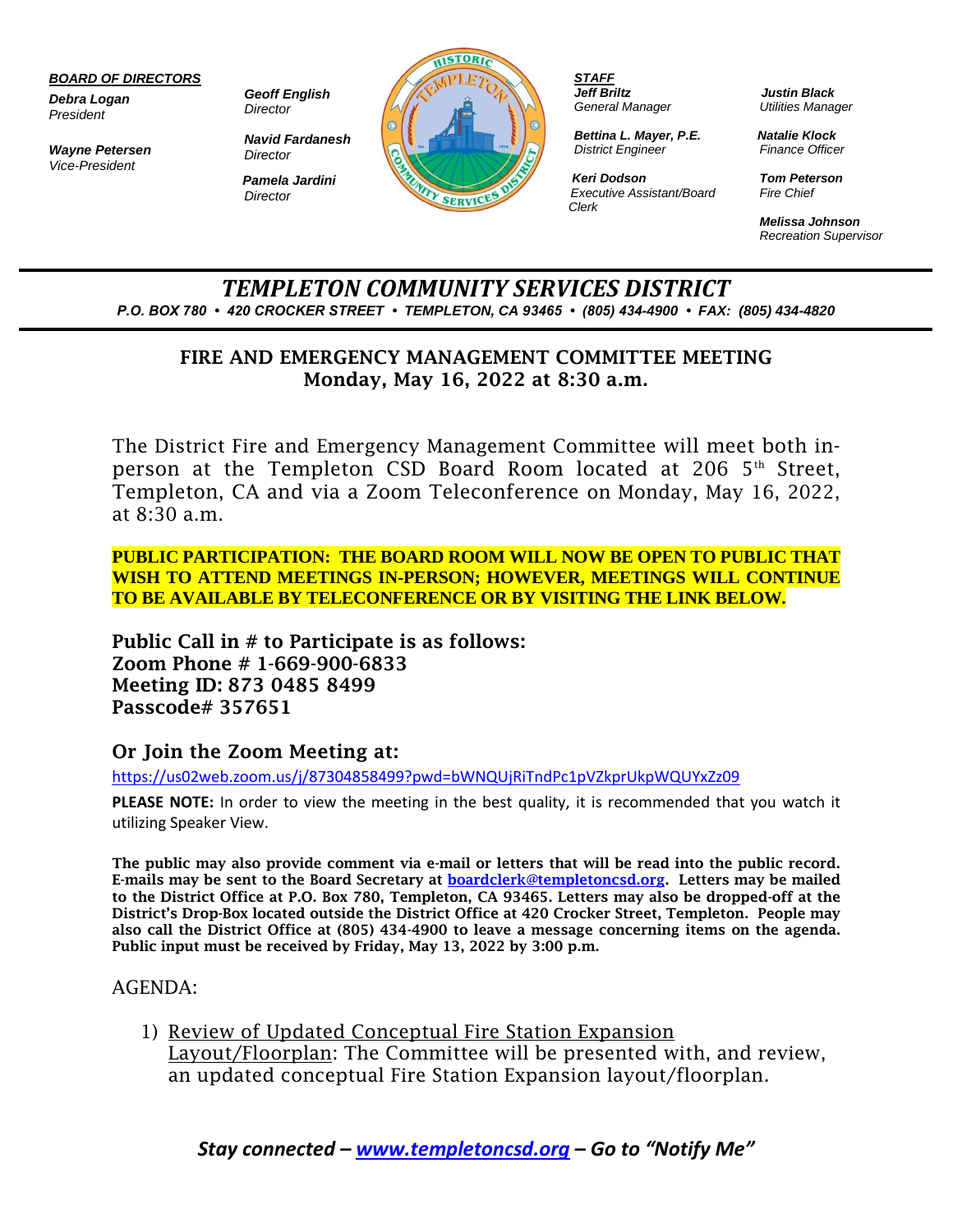***BOARD OF DIRECTORS***

***Debra Logan***
*President*

***Wayne Petersen***
*Vice-President*

***Geoff English***
*Director*

***Navid Fardanesh***
*Director*

***Pamela Jardini***
*Director*

***STAFF***

***Jeff Briltz***
*General Manager*

***Bettina L. Mayer, P.E.***
*District Engineer*

***Keri Dodson***
*Executive Assistant/Board Clerk*

***Justin Black***
*Utilities Manager*

***Natalie Klock***
*Finance Officer*

***Tom Peterson***
*Fire Chief*

***Melissa Johnson***
*Recreation Supervisor*

# *TEMPLETON COMMUNITY SERVICES DISTRICT*

***P.O. BOX 780 • 420 CROCKER STREET • TEMPLETON, CA 93465 • (805) 434-4900 • FAX: (805) 434-4820***

## FIRE AND EMERGENCY MANAGEMENT COMMITTEE MEETING
## Monday, May 16, 2022 at 8:30 a.m.

The District Fire and Emergency Management Committee will meet both in-person at the Templeton CSD Board Room located at 206 5th Street, Templeton, CA and via a Zoom Teleconference on Monday, May 16, 2022, at 8:30 a.m.

**PUBLIC PARTICIPATION: THE BOARD ROOM WILL NOW BE OPEN TO PUBLIC THAT WISH TO ATTEND MEETINGS IN-PERSON; HOWEVER, MEETINGS WILL CONTINUE TO BE AVAILABLE BY TELECONFERENCE OR BY VISITING THE LINK BELOW.**

**Public Call in # to Participate is as follows:**
**Zoom Phone # 1-669-900-6833**
**Meeting ID: 873 0485 8499**
**Passcode# 357651**

### Or Join the Zoom Meeting at:

https://us02web.zoom.us/j/87304858499?pwd=bWNQUjRiTndPc1pVZkprUkpWQUYxZz09

**PLEASE NOTE:** In order to view the meeting in the best quality, it is recommended that you watch it utilizing Speaker View.

**The public may also provide comment via e-mail or letters that will be read into the public record. E-mails may be sent to the Board Secretary at boardclerk@templetoncsd.org. Letters may be mailed to the District Office at P.O. Box 780, Templeton, CA 93465. Letters may also be dropped-off at the District's Drop-Box located outside the District Office at 420 Crocker Street, Templeton. People may also call the District Office at (805) 434-4900 to leave a message concerning items on the agenda. Public input must be received by Friday, May 13, 2022 by 3:00 p.m.**

AGENDA:

1) Review of Updated Conceptual Fire Station Expansion Layout/Floorplan: The Committee will be presented with, and review, an updated conceptual Fire Station Expansion layout/floorplan.

***Stay connected – www.templetoncsd.org – Go to "Notify Me"***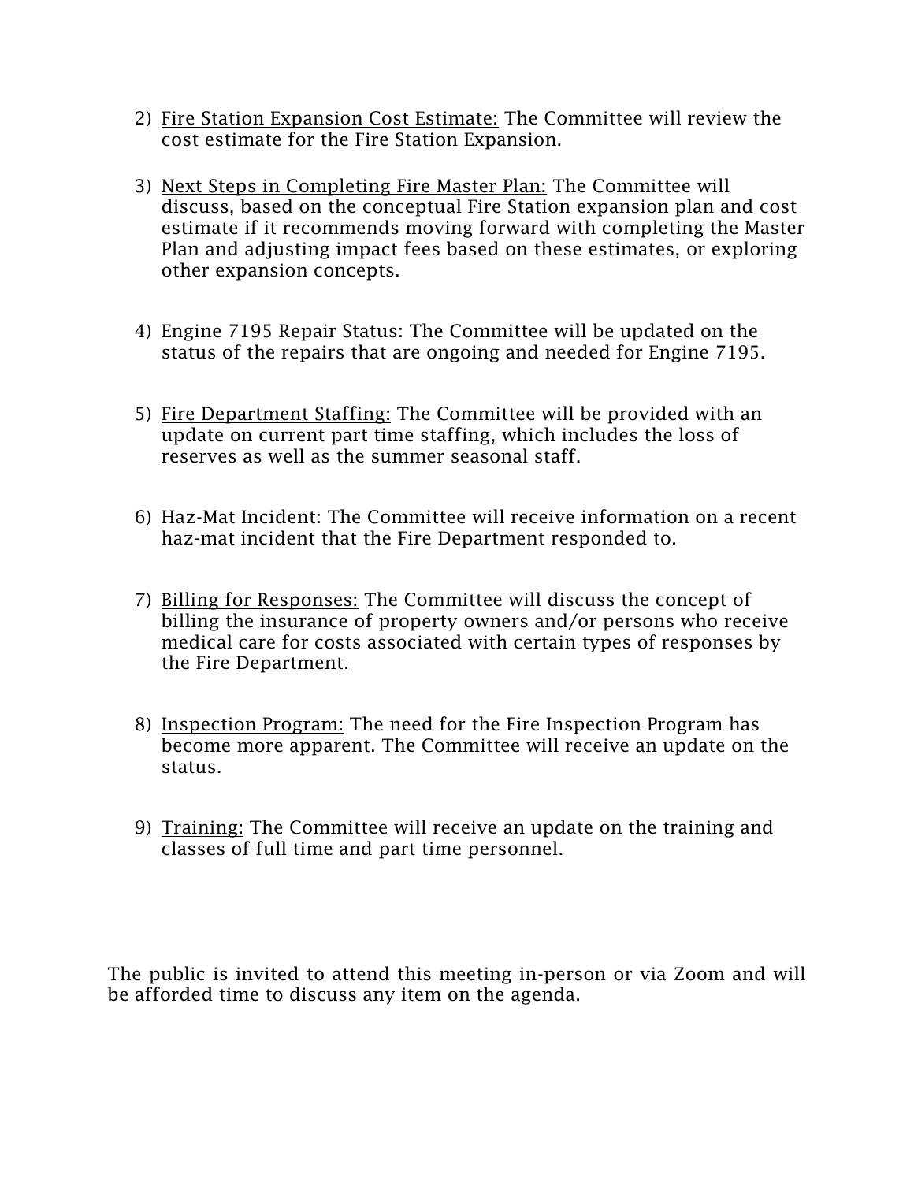2) Fire Station Expansion Cost Estimate: The Committee will review the cost estimate for the Fire Station Expansion.

3) Next Steps in Completing Fire Master Plan: The Committee will discuss, based on the conceptual Fire Station expansion plan and cost estimate if it recommends moving forward with completing the Master Plan and adjusting impact fees based on these estimates, or exploring other expansion concepts.

4) Engine 7195 Repair Status: The Committee will be updated on the status of the repairs that are ongoing and needed for Engine 7195.

5) Fire Department Staffing: The Committee will be provided with an update on current part time staffing, which includes the loss of reserves as well as the summer seasonal staff.

6) Haz-Mat Incident: The Committee will receive information on a recent haz-mat incident that the Fire Department responded to.

7) Billing for Responses: The Committee will discuss the concept of billing the insurance of property owners and/or persons who receive medical care for costs associated with certain types of responses by the Fire Department.

8) Inspection Program: The need for the Fire Inspection Program has become more apparent. The Committee will receive an update on the status.

9) Training: The Committee will receive an update on the training and classes of full time and part time personnel.

The public is invited to attend this meeting in-person or via Zoom and will be afforded time to discuss any item on the agenda.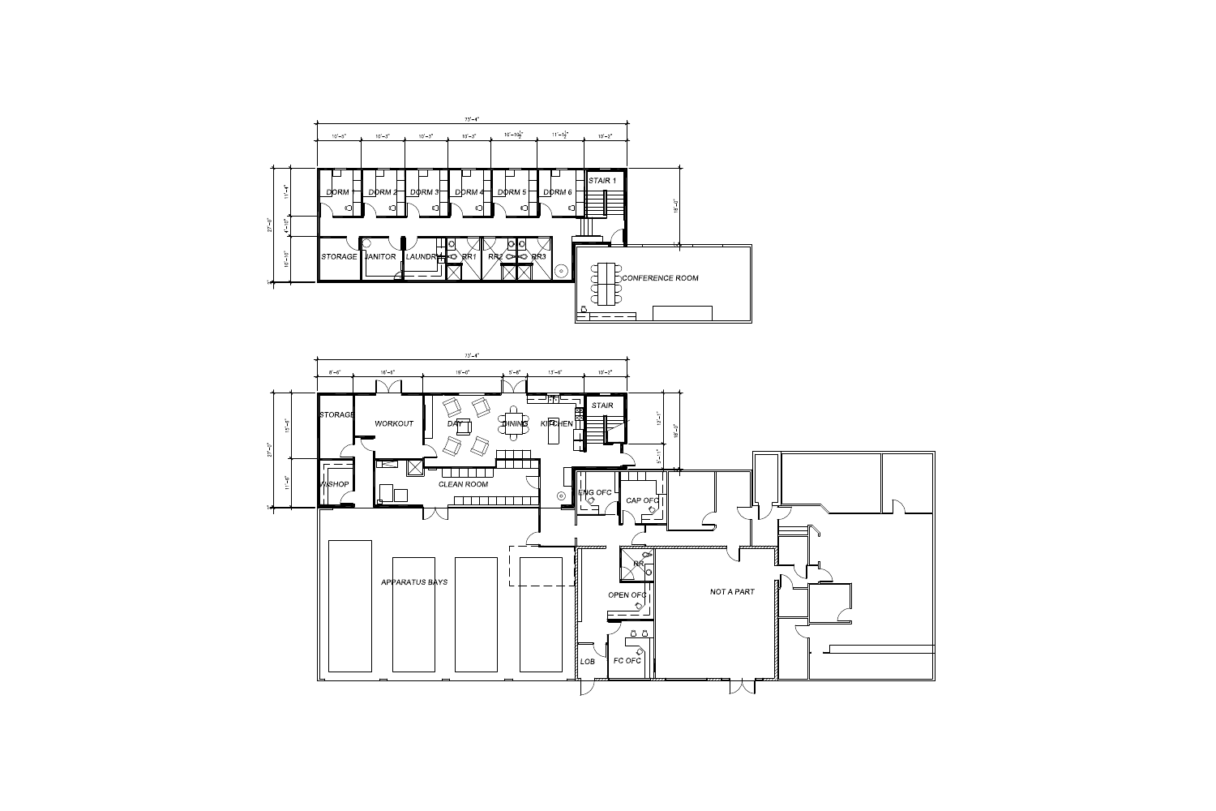73'-4"

10'-3" | 10'-3" | 10'-3" | 10'-3" | 10'-10 1/2" | 11'-1 1/2" | 10'-2"

11'-4" | 4'-10" | 10'-10" | 27'-0" | 18'-0"

DORM 1 | DORM 2 | DORM 3 | DORM 4 | DORM 5 | DORM 6 | STAIR 1

STORAGE | JANITOR | LAUNDRY | RR1 | RR2 | RR3

CONFERENCE ROOM

73'-4"

8'-6" | 16'-6" | 19'-0" | 5'-8" | 13'-6" | 10'-2"

15'-6" | 11'-6" | 27'-0" | 12'-1" | 5'-11" | 18'-0"

STORAGE | WORKOUT | DAY | DINING | KITCHEN | STAIR

W/SHOP | CLEAN ROOM | ENG OFC | CAP OFC

APPARATUS BAYS | RR | OPEN OFC | NOT A PART

LOB | FC OFC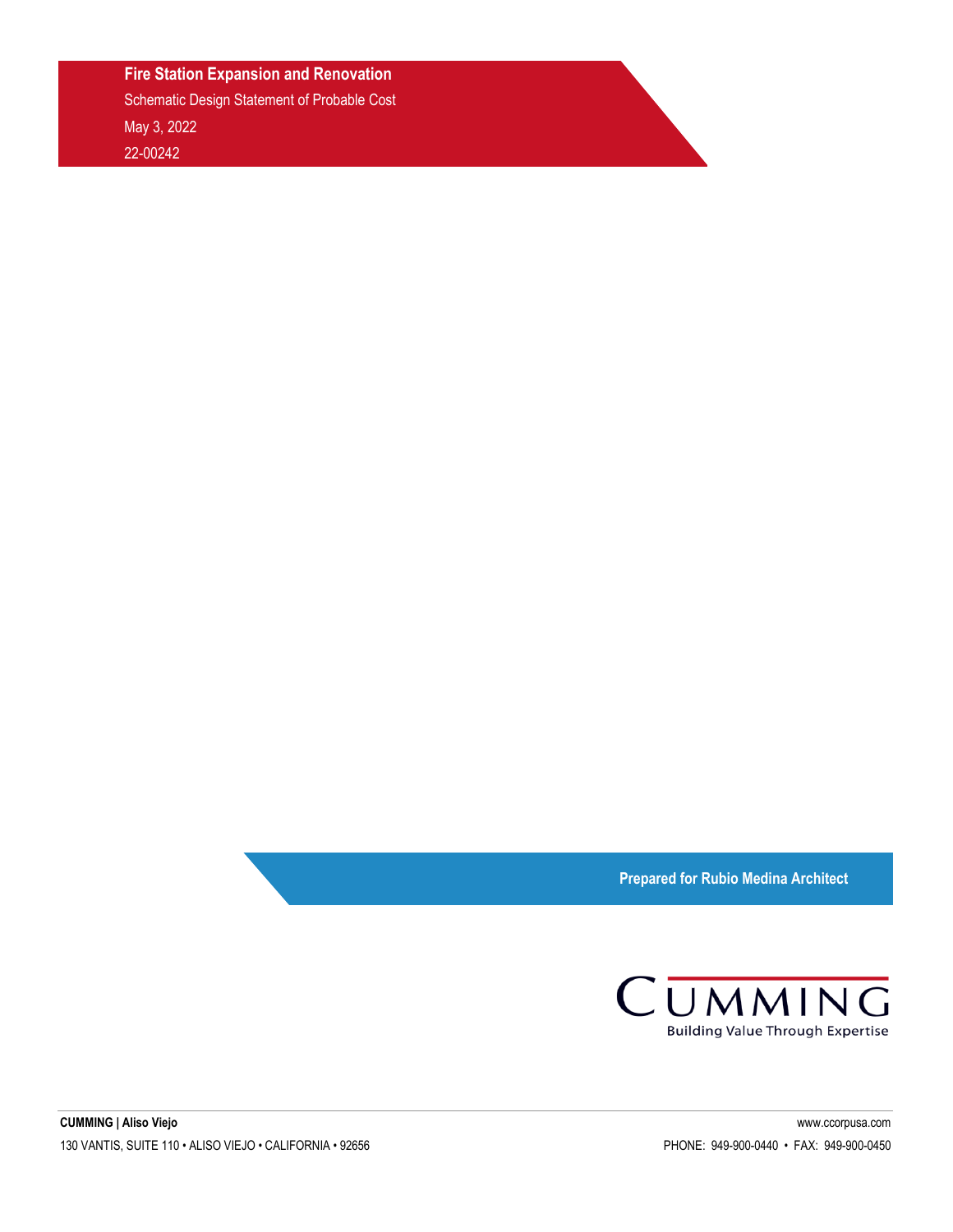**Fire Station Expansion and Renovation**

Schematic Design Statement of Probable Cost

May 3, 2022

22-00242

**Prepared for Rubio Medina Architect**

CUMMING

Building Value Through Expertise

**CUMMING | Aliso Viejo**

130 VANTIS, SUITE 110 • ALISO VIEJO • CALIFORNIA • 92656

www.ccorpusa.com

PHONE: 949-900-0440 • FAX: 949-900-0450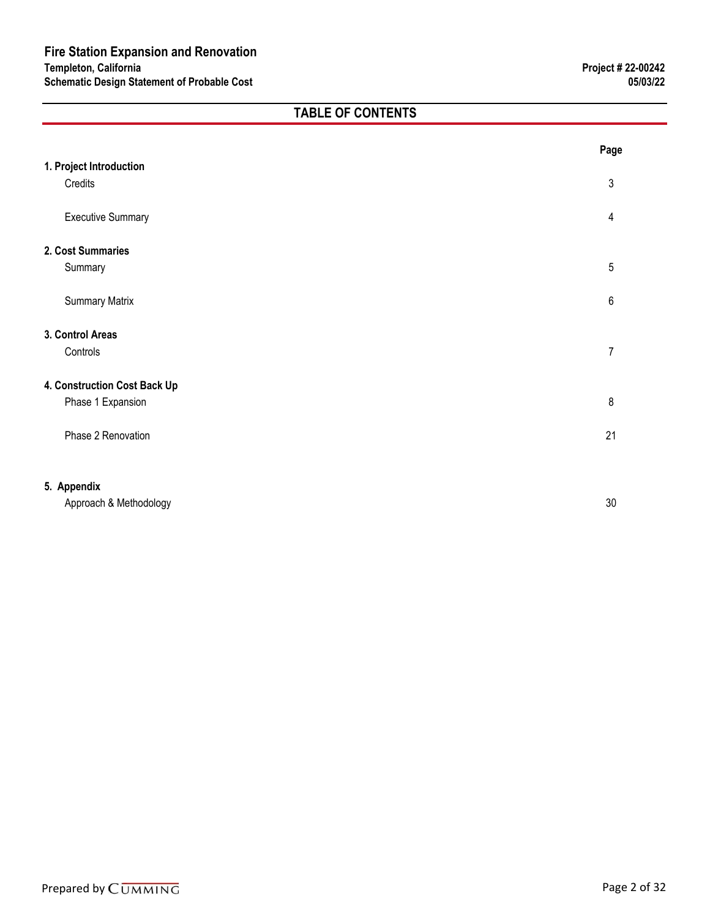# Fire Station Expansion and Renovation

**Templeton, California**
**Schematic Design Statement of Probable Cost**

**Project # 22-00242**
**05/03/22**

## TABLE OF CONTENTS

| | Page |
|---|---|
| **1. Project Introduction** | |
| Credits | 3 |
| Executive Summary | 4 |
| **2. Cost Summaries** | |
| Summary | 5 |
| Summary Matrix | 6 |
| **3. Control Areas** | |
| Controls | 7 |
| **4. Construction Cost Back Up** | |
| Phase 1 Expansion | 8 |
| Phase 2 Renovation | 21 |
| **5. Appendix** | |
| Approach & Methodology | 30 |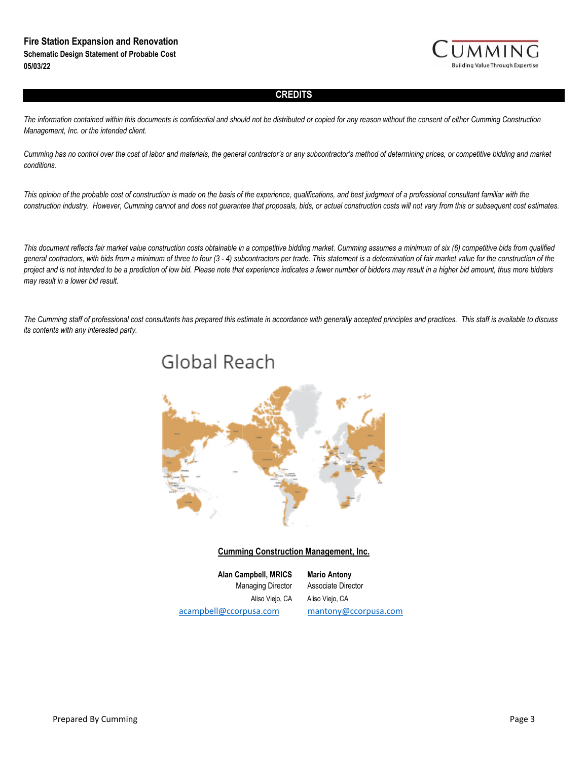## CREDITS

*The information contained within this documents is confidential and should not be distributed or copied for any reason without the consent of either Cumming Construction Management, Inc. or the intended client.*

*Cumming has no control over the cost of labor and materials, the general contractor's or any subcontractor's method of determining prices, or competitive bidding and market conditions.*

*This opinion of the probable cost of construction is made on the basis of the experience, qualifications, and best judgment of a professional consultant familiar with the construction industry. However, Cumming cannot and does not guarantee that proposals, bids, or actual construction costs will not vary from this or subsequent cost estimates.*

*This document reflects fair market value construction costs obtainable in a competitive bidding market. Cumming assumes a minimum of six (6) competitive bids from qualified general contractors, with bids from a minimum of three to four (3 - 4) subcontractors per trade. This statement is a determination of fair market value for the construction of the project and is not intended to be a prediction of low bid. Please note that experience indicates a fewer number of bidders may result in a higher bid amount, thus more bidders may result in a lower bid result.*

*The Cumming staff of professional cost consultants has prepared this estimate in accordance with generally accepted principles and practices. This staff is available to discuss its contents with any interested party.*

Global Reach

**Cumming Construction Management, Inc.**

| Alan Campbell, MRICS | Mario Antony |
|---|---|
| Managing Director | Associate Director |
| Aliso Viejo, CA | Aliso Viejo, CA |
| acampbell@ccorpusa.com | mantony@ccorpusa.com |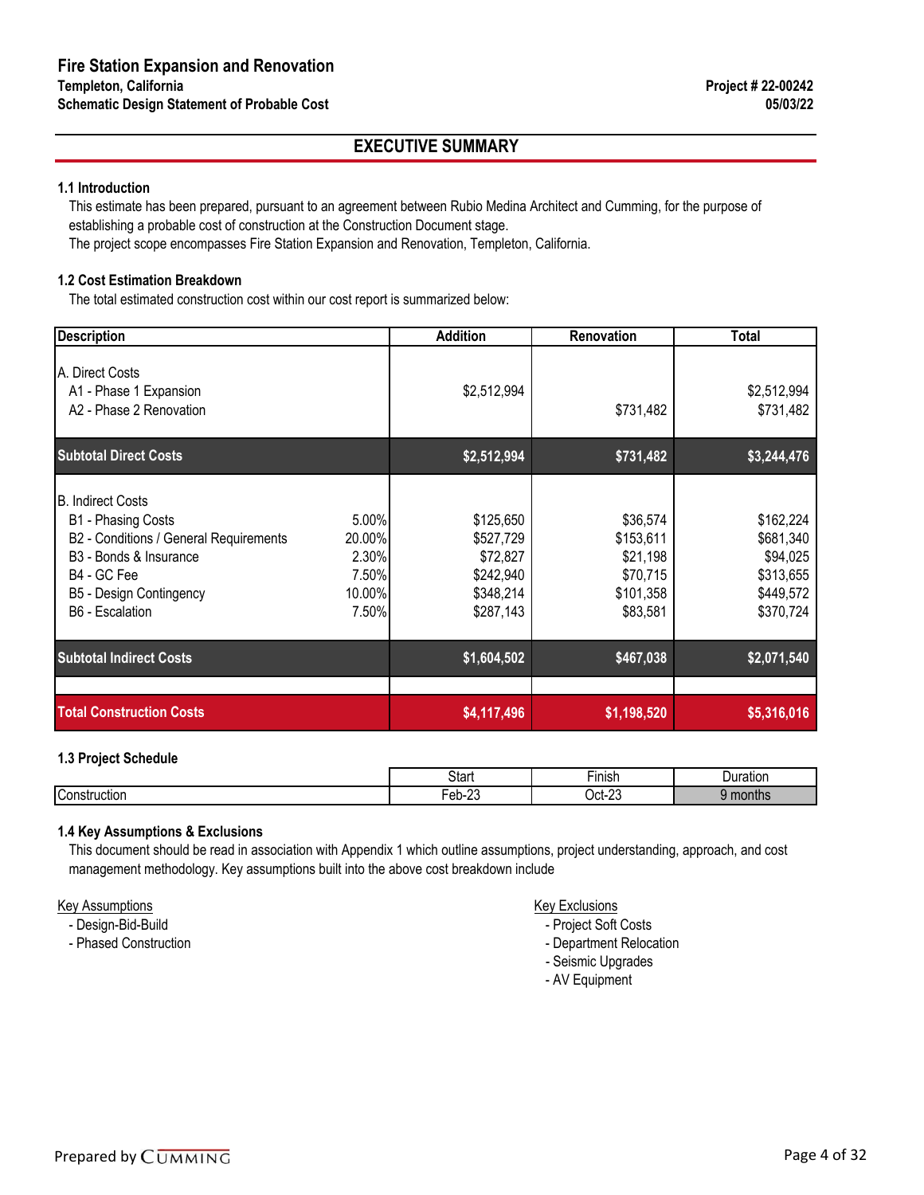**Fire Station Expansion and Renovation**
**Templeton, California**
**Schematic Design Statement of Probable Cost**

**Project # 22-00242**
**05/03/22**

## EXECUTIVE SUMMARY

### 1.1 Introduction

This estimate has been prepared, pursuant to an agreement between Rubio Medina Architect and Cumming, for the purpose of establishing a probable cost of construction at the Construction Document stage.
The project scope encompasses Fire Station Expansion and Renovation, Templeton, California.

### 1.2 Cost Estimation Breakdown

The total estimated construction cost within our cost report is summarized below:

| Description | | Addition | Renovation | Total |
|---|---|---|---|---|
| A. Direct Costs | | | | |
| A1 - Phase 1 Expansion | | $2,512,994 | | $2,512,994 |
| A2 - Phase 2 Renovation | | | $731,482 | $731,482 |
| **Subtotal Direct Costs** | | **$2,512,994** | **$731,482** | **$3,244,476** |
| B. Indirect Costs | | | | |
| B1 - Phasing Costs | 5.00% | $125,650 | $36,574 | $162,224 |
| B2 - Conditions / General Requirements | 20.00% | $527,729 | $153,611 | $681,340 |
| B3 - Bonds & Insurance | 2.30% | $72,827 | $21,198 | $94,025 |
| B4 - GC Fee | 7.50% | $242,940 | $70,715 | $313,655 |
| B5 - Design Contingency | 10.00% | $348,214 | $101,358 | $449,572 |
| B6 - Escalation | 7.50% | $287,143 | $83,581 | $370,724 |
| **Subtotal Indirect Costs** | | **$1,604,502** | **$467,038** | **$2,071,540** |
| **Total Construction Costs** | | **$4,117,496** | **$1,198,520** | **$5,316,016** |

### 1.3 Project Schedule

| | Start | Finish | Duration |
|---|---|---|---|
| Construction | Feb-23 | Oct-23 | 9 months |

### 1.4 Key Assumptions & Exclusions

This document should be read in association with Appendix 1 which outline assumptions, project understanding, approach, and cost management methodology. Key assumptions built into the above cost breakdown include

Key Assumptions

- Design-Bid-Build
- Phased Construction

Key Exclusions

- Project Soft Costs
- Department Relocation
- Seismic Upgrades
- AV Equipment

Prepared by CUMMING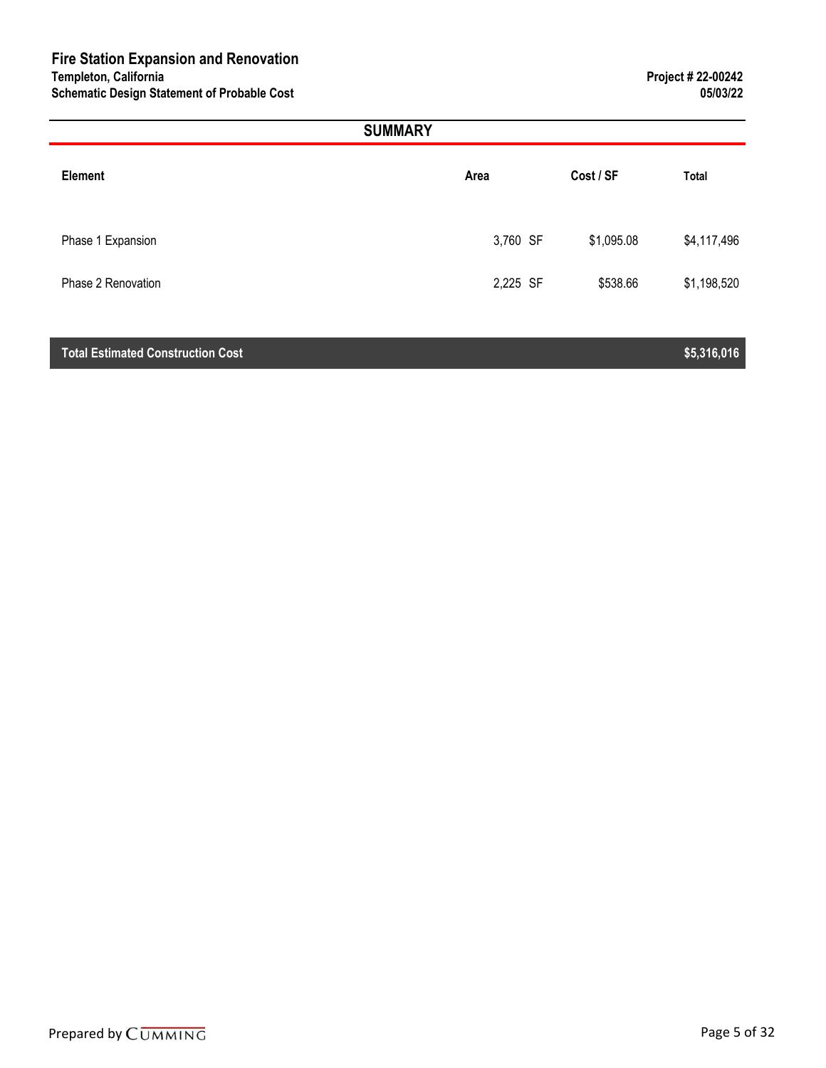# Fire Station Expansion and Renovation

**Templeton, California**
**Schematic Design Statement of Probable Cost**

**Project # 22-00242**
**05/03/22**

## SUMMARY

| Element | Area | Cost / SF | Total |
|---|---|---|---|
| Phase 1 Expansion | 3,760 SF | $1,095.08 | $4,117,496 |
| Phase 2 Renovation | 2,225 SF | $538.66 | $1,198,520 |
| **Total Estimated Construction Cost** | | | **$5,316,016** |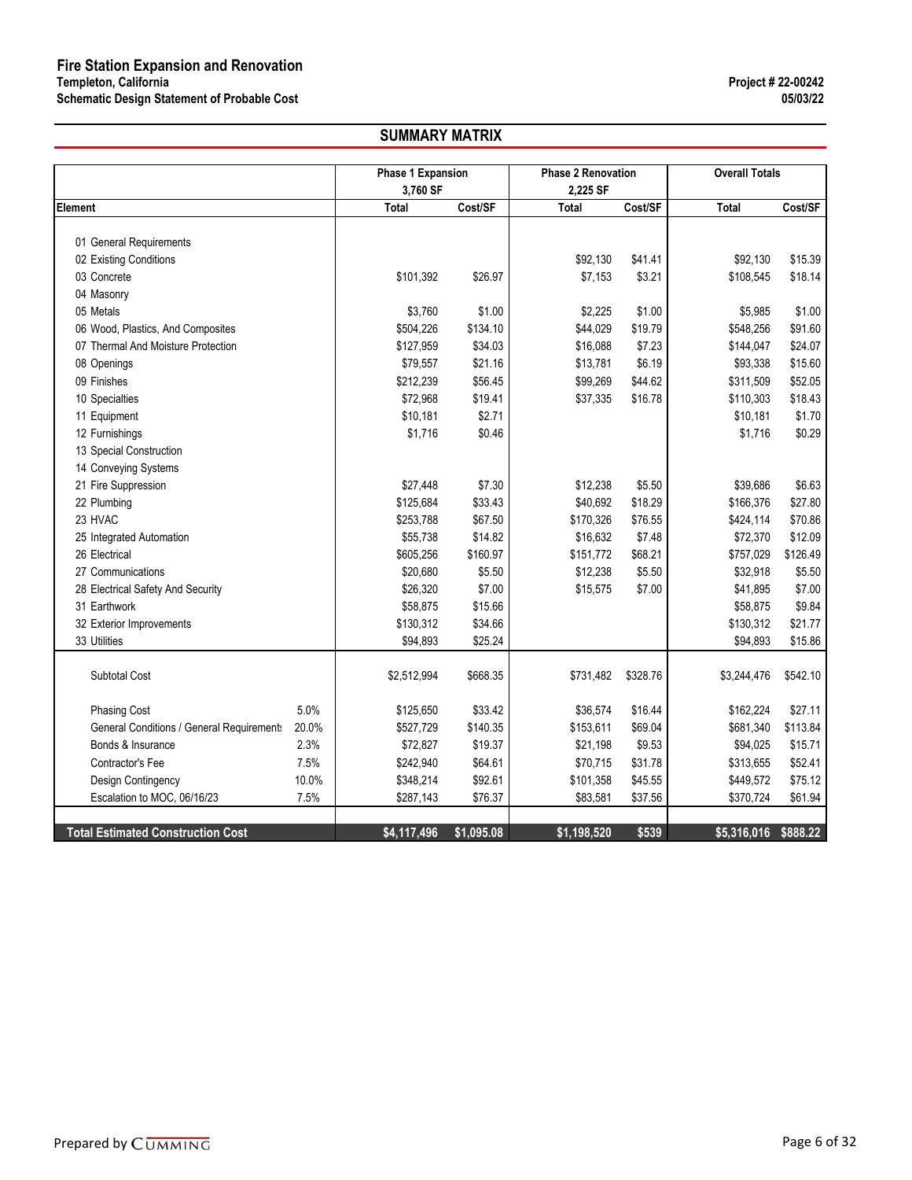# Fire Station Expansion and Renovation

**Templeton, California**

**Schematic Design Statement of Probable Cost**

**Project # 22-00242**

**05/03/22**

## SUMMARY MATRIX

| Element | | Phase 1 Expansion 3,760 SF | | Phase 2 Renovation 2,225 SF | | Overall Totals | |
|---|---|---|---|---|---|---|---|
| | | Total | Cost/SF | Total | Cost/SF | Total | Cost/SF |
| 01 General Requirements | | | | | | | |
| 02 Existing Conditions | | | | $92,130 | $41.41 | $92,130 | $15.39 |
| 03 Concrete | | $101,392 | $26.97 | $7,153 | $3.21 | $108,545 | $18.14 |
| 04 Masonry | | | | | | | |
| 05 Metals | | $3,760 | $1.00 | $2,225 | $1.00 | $5,985 | $1.00 |
| 06 Wood, Plastics, And Composites | | $504,226 | $134.10 | $44,029 | $19.79 | $548,256 | $91.60 |
| 07 Thermal And Moisture Protection | | $127,959 | $34.03 | $16,088 | $7.23 | $144,047 | $24.07 |
| 08 Openings | | $79,557 | $21.16 | $13,781 | $6.19 | $93,338 | $15.60 |
| 09 Finishes | | $212,239 | $56.45 | $99,269 | $44.62 | $311,509 | $52.05 |
| 10 Specialties | | $72,968 | $19.41 | $37,335 | $16.78 | $110,303 | $18.43 |
| 11 Equipment | | $10,181 | $2.71 | | | $10,181 | $1.70 |
| 12 Furnishings | | $1,716 | $0.46 | | | $1,716 | $0.29 |
| 13 Special Construction | | | | | | | |
| 14 Conveying Systems | | | | | | | |
| 21 Fire Suppression | | $27,448 | $7.30 | $12,238 | $5.50 | $39,686 | $6.63 |
| 22 Plumbing | | $125,684 | $33.43 | $40,692 | $18.29 | $166,376 | $27.80 |
| 23 HVAC | | $253,788 | $67.50 | $170,326 | $76.55 | $424,114 | $70.86 |
| 25 Integrated Automation | | $55,738 | $14.82 | $16,632 | $7.48 | $72,370 | $12.09 |
| 26 Electrical | | $605,256 | $160.97 | $151,772 | $68.21 | $757,029 | $126.49 |
| 27 Communications | | $20,680 | $5.50 | $12,238 | $5.50 | $32,918 | $5.50 |
| 28 Electrical Safety And Security | | $26,320 | $7.00 | $15,575 | $7.00 | $41,895 | $7.00 |
| 31 Earthwork | | $58,875 | $15.66 | | | $58,875 | $9.84 |
| 32 Exterior Improvements | | $130,312 | $34.66 | | | $130,312 | $21.77 |
| 33 Utilities | | $94,893 | $25.24 | | | $94,893 | $15.86 |
| Subtotal Cost | | $2,512,994 | $668.35 | $731,482 | $328.76 | $3,244,476 | $542.10 |
| Phasing Cost | 5.0% | $125,650 | $33.42 | $36,574 | $16.44 | $162,224 | $27.11 |
| General Conditions / General Requirements | 20.0% | $527,729 | $140.35 | $153,611 | $69.04 | $681,340 | $113.84 |
| Bonds & Insurance | 2.3% | $72,827 | $19.37 | $21,198 | $9.53 | $94,025 | $15.71 |
| Contractor's Fee | 7.5% | $242,940 | $64.61 | $70,715 | $31.78 | $313,655 | $52.41 |
| Design Contingency | 10.0% | $348,214 | $92.61 | $101,358 | $45.55 | $449,572 | $75.12 |
| Escalation to MOC, 06/16/23 | 7.5% | $287,143 | $76.37 | $83,581 | $37.56 | $370,724 | $61.94 |
| **Total Estimated Construction Cost** | | **$4,117,496** | **$1,095.08** | **$1,198,520** | **$539** | **$5,316,016** | **$888.22** |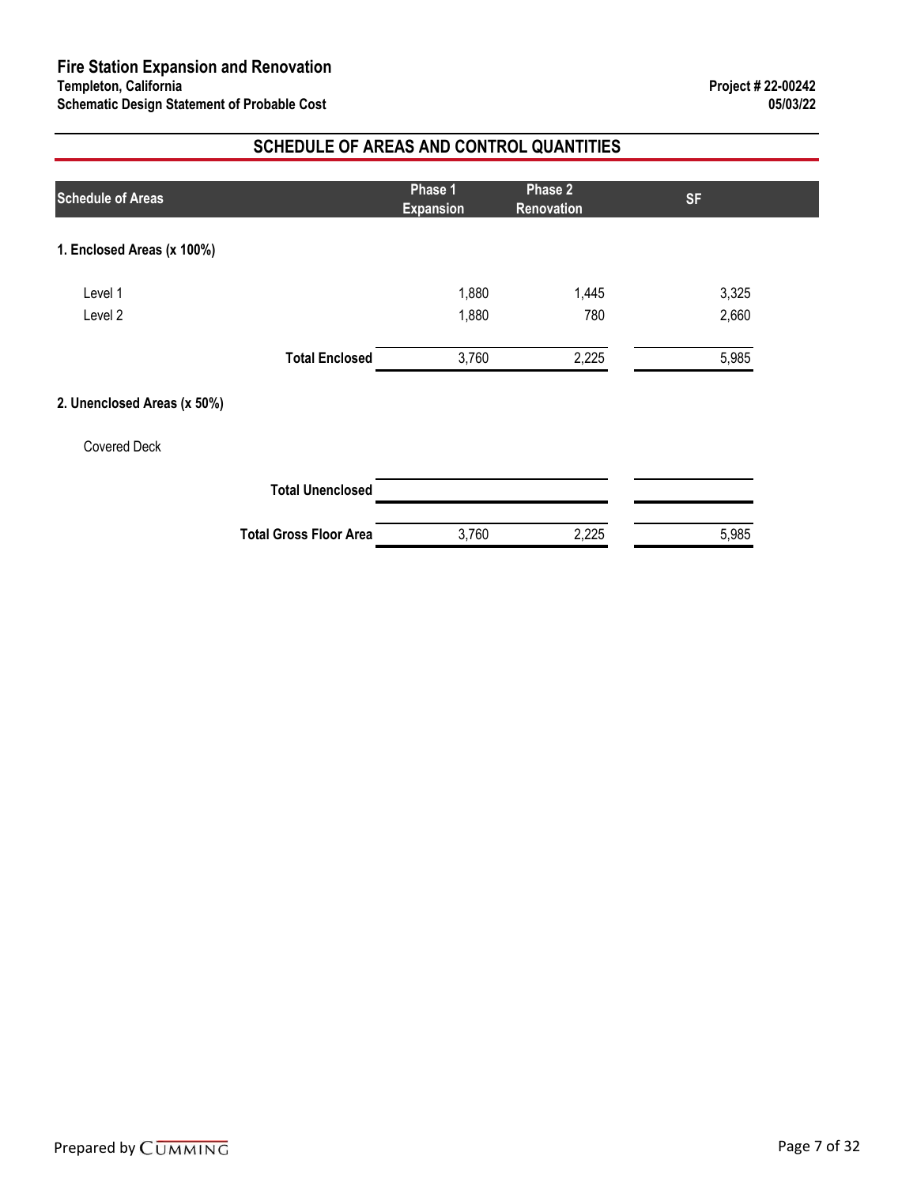## SCHEDULE OF AREAS AND CONTROL QUANTITIES

| Schedule of Areas | Phase 1 Expansion | Phase 2 Renovation | SF |
|---|---|---|---|
| **1. Enclosed Areas (x 100%)** | | | |
| Level 1 | 1,880 | 1,445 | 3,325 |
| Level 2 | 1,880 | 780 | 2,660 |
| **Total Enclosed** | 3,760 | 2,225 | 5,985 |
| **2. Unenclosed Areas (x 50%)** | | | |
| Covered Deck | | | |
| **Total Unenclosed** | | | |
| **Total Gross Floor Area** | 3,760 | 2,225 | 5,985 |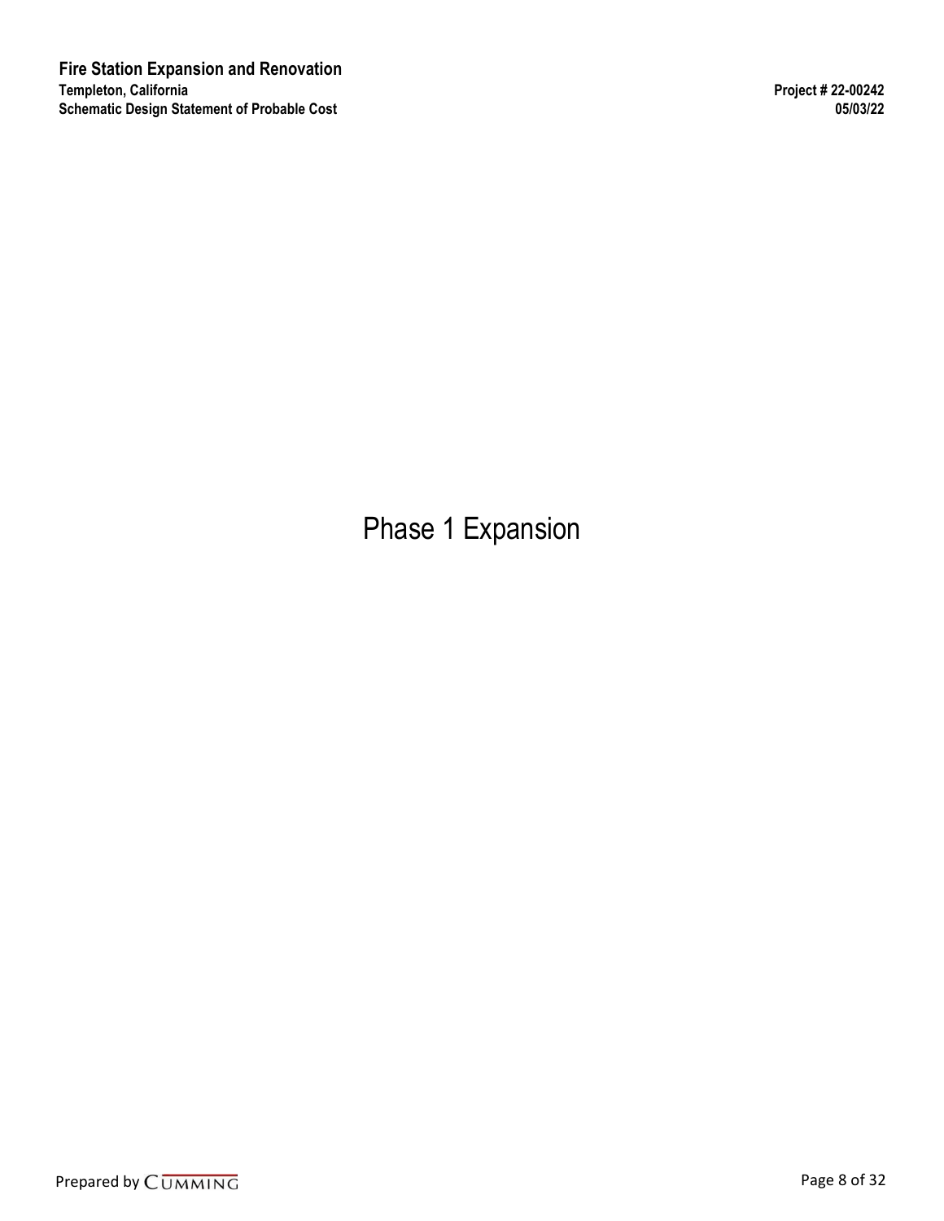# Phase 1 Expansion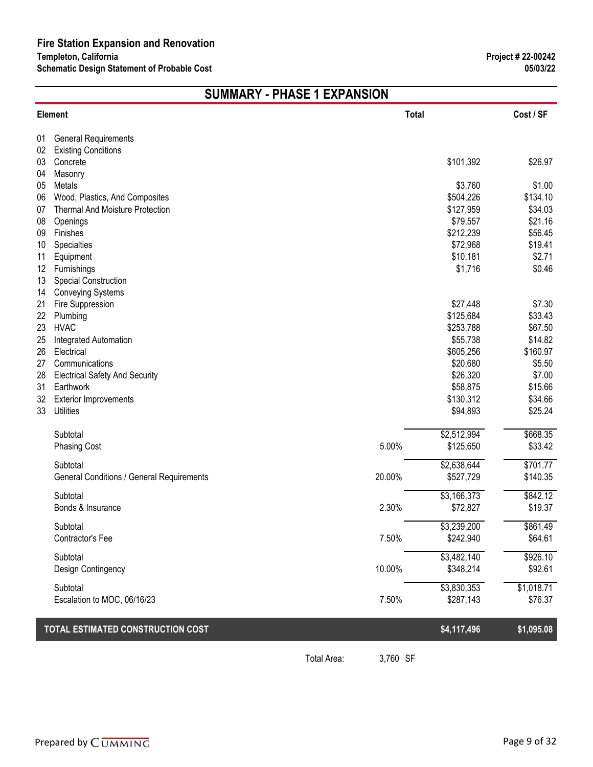**Fire Station Expansion and Renovation**
**Templeton, California**
**Schematic Design Statement of Probable Cost**

**Project # 22-00242**
**05/03/22**

## SUMMARY - PHASE 1 EXPANSION

| Element | | | Total | Cost / SF |
|---|---|---|---|---|
| 01 | General Requirements | | | |
| 02 | Existing Conditions | | | |
| 03 | Concrete | | $101,392 | $26.97 |
| 04 | Masonry | | | |
| 05 | Metals | | $3,760 | $1.00 |
| 06 | Wood, Plastics, And Composites | | $504,226 | $134.10 |
| 07 | Thermal And Moisture Protection | | $127,959 | $34.03 |
| 08 | Openings | | $79,557 | $21.16 |
| 09 | Finishes | | $212,239 | $56.45 |
| 10 | Specialties | | $72,968 | $19.41 |
| 11 | Equipment | | $10,181 | $2.71 |
| 12 | Furnishings | | $1,716 | $0.46 |
| 13 | Special Construction | | | |
| 14 | Conveying Systems | | | |
| 21 | Fire Suppression | | $27,448 | $7.30 |
| 22 | Plumbing | | $125,684 | $33.43 |
| 23 | HVAC | | $253,788 | $67.50 |
| 25 | Integrated Automation | | $55,738 | $14.82 |
| 26 | Electrical | | $605,256 | $160.97 |
| 27 | Communications | | $20,680 | $5.50 |
| 28 | Electrical Safety And Security | | $26,320 | $7.00 |
| 31 | Earthwork | | $58,875 | $15.66 |
| 32 | Exterior Improvements | | $130,312 | $34.66 |
| 33 | Utilities | | $94,893 | $25.24 |
| | Subtotal | | $2,512,994 | $668.35 |
| | Phasing Cost | 5.00% | $125,650 | $33.42 |
| | Subtotal | | $2,638,644 | $701.77 |
| | General Conditions / General Requirements | 20.00% | $527,729 | $140.35 |
| | Subtotal | | $3,166,373 | $842.12 |
| | Bonds & Insurance | 2.30% | $72,827 | $19.37 |
| | Subtotal | | $3,239,200 | $861.49 |
| | Contractor's Fee | 7.50% | $242,940 | $64.61 |
| | Subtotal | | $3,482,140 | $926.10 |
| | Design Contingency | 10.00% | $348,214 | $92.61 |
| | Subtotal | | $3,830,353 | $1,018.71 |
| | Escalation to MOC, 06/16/23 | 7.50% | $287,143 | $76.37 |
| **TOTAL ESTIMATED CONSTRUCTION COST** | | | **$4,117,496** | **$1,095.08** |

Total Area: 3,760 SF

Prepared by CUMMING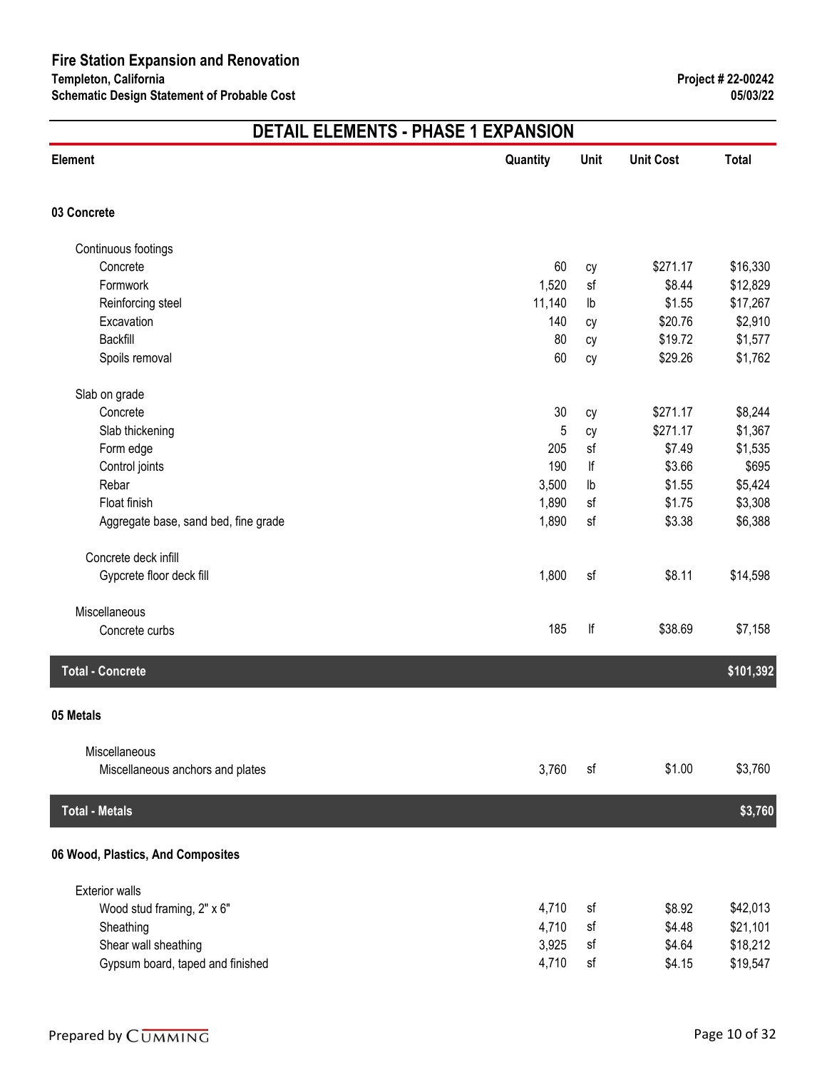# Fire Station Expansion and Renovation

**Templeton, California**
**Schematic Design Statement of Probable Cost**

**Project # 22-00242**
**05/03/22**

## DETAIL ELEMENTS - PHASE 1 EXPANSION

| Element | Quantity | Unit | Unit Cost | Total |
|---|---|---|---|---|
| **03 Concrete** | | | | |
| Continuous footings | | | | |
| Concrete | 60 | cy | $271.17 | $16,330 |
| Formwork | 1,520 | sf | $8.44 | $12,829 |
| Reinforcing steel | 11,140 | lb | $1.55 | $17,267 |
| Excavation | 140 | cy | $20.76 | $2,910 |
| Backfill | 80 | cy | $19.72 | $1,577 |
| Spoils removal | 60 | cy | $29.26 | $1,762 |
| Slab on grade | | | | |
| Concrete | 30 | cy | $271.17 | $8,244 |
| Slab thickening | 5 | cy | $271.17 | $1,367 |
| Form edge | 205 | sf | $7.49 | $1,535 |
| Control joints | 190 | lf | $3.66 | $695 |
| Rebar | 3,500 | lb | $1.55 | $5,424 |
| Float finish | 1,890 | sf | $1.75 | $3,308 |
| Aggregate base, sand bed, fine grade | 1,890 | sf | $3.38 | $6,388 |
| Concrete deck infill | | | | |
| Gypcrete floor deck fill | 1,800 | sf | $8.11 | $14,598 |
| Miscellaneous | | | | |
| Concrete curbs | 185 | lf | $38.69 | $7,158 |
| **Total - Concrete** | | | | **$101,392** |
| **05 Metals** | | | | |
| Miscellaneous | | | | |
| Miscellaneous anchors and plates | 3,760 | sf | $1.00 | $3,760 |
| **Total - Metals** | | | | **$3,760** |
| **06 Wood, Plastics, And Composites** | | | | |
| Exterior walls | | | | |
| Wood stud framing, 2" x 6" | 4,710 | sf | $8.92 | $42,013 |
| Sheathing | 4,710 | sf | $4.48 | $21,101 |
| Shear wall sheathing | 3,925 | sf | $4.64 | $18,212 |
| Gypsum board, taped and finished | 4,710 | sf | $4.15 | $19,547 |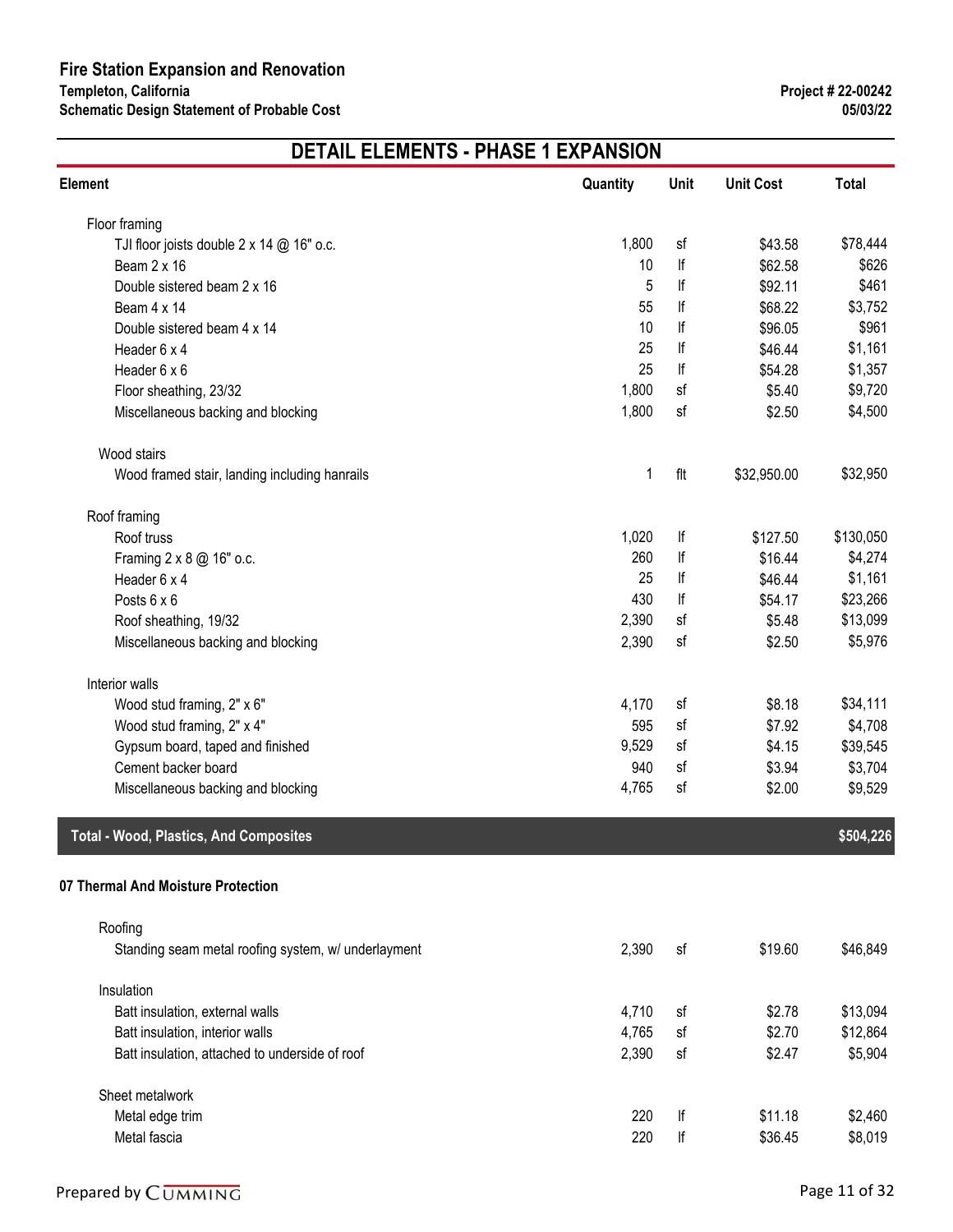## DETAIL ELEMENTS - PHASE 1 EXPANSION

| Element | Quantity | Unit | Unit Cost | Total |
|---|---|---|---|---|
| Floor framing | | | | |
| TJI floor joists double 2 x 14 @ 16" o.c. | 1,800 | sf | $43.58 | $78,444 |
| Beam 2 x 16 | 10 | lf | $62.58 | $626 |
| Double sistered beam 2 x 16 | 5 | lf | $92.11 | $461 |
| Beam 4 x 14 | 55 | lf | $68.22 | $3,752 |
| Double sistered beam 4 x 14 | 10 | lf | $96.05 | $961 |
| Header 6 x 4 | 25 | lf | $46.44 | $1,161 |
| Header 6 x 6 | 25 | lf | $54.28 | $1,357 |
| Floor sheathing, 23/32 | 1,800 | sf | $5.40 | $9,720 |
| Miscellaneous backing and blocking | 1,800 | sf | $2.50 | $4,500 |
| Wood stairs | | | | |
| Wood framed stair, landing including hanrails | 1 | flt | $32,950.00 | $32,950 |
| Roof framing | | | | |
| Roof truss | 1,020 | lf | $127.50 | $130,050 |
| Framing 2 x 8 @ 16" o.c. | 260 | lf | $16.44 | $4,274 |
| Header 6 x 4 | 25 | lf | $46.44 | $1,161 |
| Posts 6 x 6 | 430 | lf | $54.17 | $23,266 |
| Roof sheathing, 19/32 | 2,390 | sf | $5.48 | $13,099 |
| Miscellaneous backing and blocking | 2,390 | sf | $2.50 | $5,976 |
| Interior walls | | | | |
| Wood stud framing, 2" x 6" | 4,170 | sf | $8.18 | $34,111 |
| Wood stud framing, 2" x 4" | 595 | sf | $7.92 | $4,708 |
| Gypsum board, taped and finished | 9,529 | sf | $4.15 | $39,545 |
| Cement backer board | 940 | sf | $3.94 | $3,704 |
| Miscellaneous backing and blocking | 4,765 | sf | $2.00 | $9,529 |
| **Total - Wood, Plastics, And Composites** | | | | **$504,226** |

### 07 Thermal And Moisture Protection

| Element | Quantity | Unit | Unit Cost | Total |
|---|---|---|---|---|
| Roofing | | | | |
| Standing seam metal roofing system, w/ underlayment | 2,390 | sf | $19.60 | $46,849 |
| Insulation | | | | |
| Batt insulation, external walls | 4,710 | sf | $2.78 | $13,094 |
| Batt insulation, interior walls | 4,765 | sf | $2.70 | $12,864 |
| Batt insulation, attached to underside of roof | 2,390 | sf | $2.47 | $5,904 |
| Sheet metalwork | | | | |
| Metal edge trim | 220 | lf | $11.18 | $2,460 |
| Metal fascia | 220 | lf | $36.45 | $8,019 |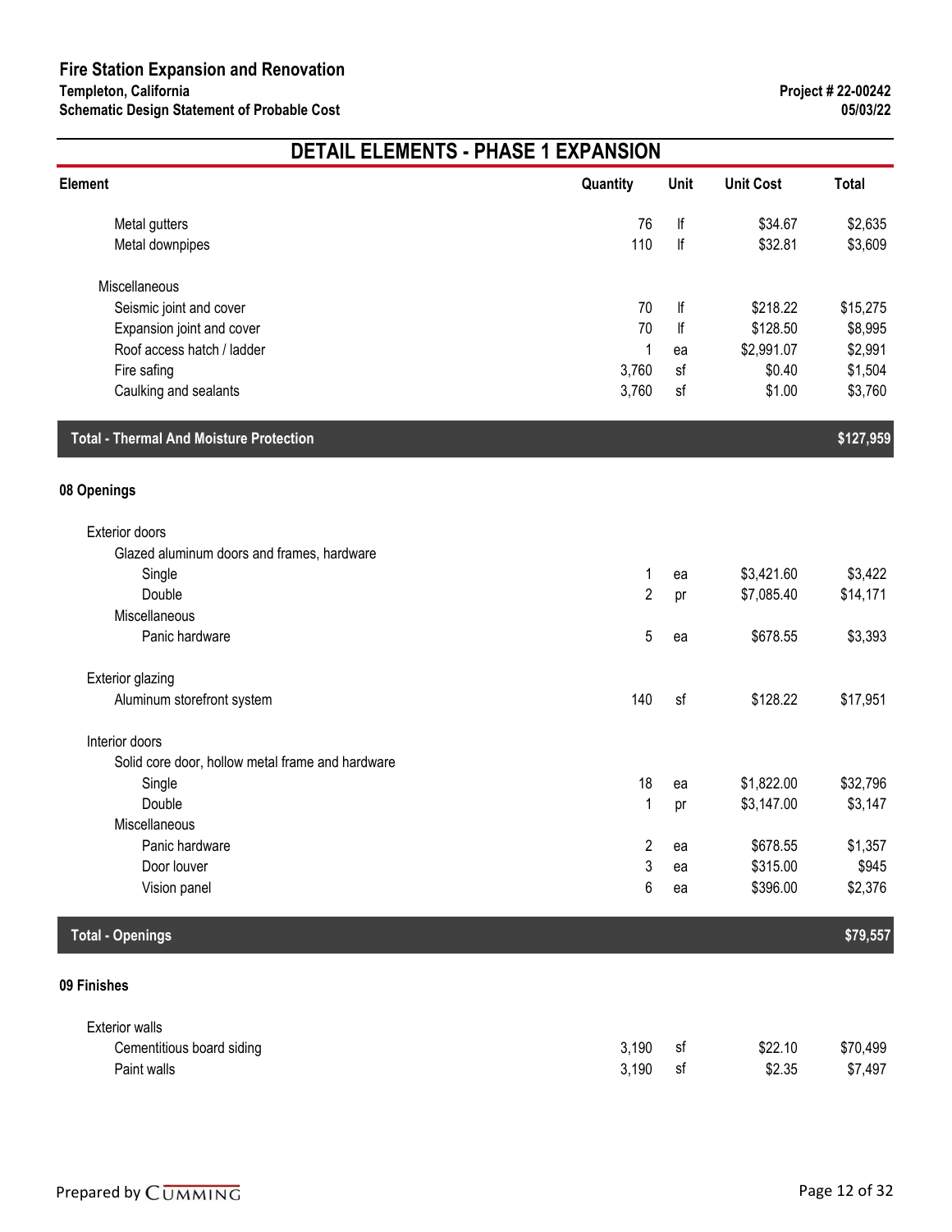## DETAIL ELEMENTS - PHASE 1 EXPANSION

| Element | Quantity | Unit | Unit Cost | Total |
|---|---|---|---|---|
| Metal gutters | 76 | lf | $34.67 | $2,635 |
| Metal downpipes | 110 | lf | $32.81 | $3,609 |
| Miscellaneous | | | | |
| Seismic joint and cover | 70 | lf | $218.22 | $15,275 |
| Expansion joint and cover | 70 | lf | $128.50 | $8,995 |
| Roof access hatch / ladder | 1 | ea | $2,991.07 | $2,991 |
| Fire safing | 3,760 | sf | $0.40 | $1,504 |
| Caulking and sealants | 3,760 | sf | $1.00 | $3,760 |
| **Total - Thermal And Moisture Protection** | | | | **$127,959** |
| **08 Openings** | | | | |
| Exterior doors | | | | |
| Glazed aluminum doors and frames, hardware | | | | |
| Single | 1 | ea | $3,421.60 | $3,422 |
| Double | 2 | pr | $7,085.40 | $14,171 |
| Miscellaneous | | | | |
| Panic hardware | 5 | ea | $678.55 | $3,393 |
| Exterior glazing | | | | |
| Aluminum storefront system | 140 | sf | $128.22 | $17,951 |
| Interior doors | | | | |
| Solid core door, hollow metal frame and hardware | | | | |
| Single | 18 | ea | $1,822.00 | $32,796 |
| Double | 1 | pr | $3,147.00 | $3,147 |
| Miscellaneous | | | | |
| Panic hardware | 2 | ea | $678.55 | $1,357 |
| Door louver | 3 | ea | $315.00 | $945 |
| Vision panel | 6 | ea | $396.00 | $2,376 |
| **Total - Openings** | | | | **$79,557** |
| **09 Finishes** | | | | |
| Exterior walls | | | | |
| Cementitious board siding | 3,190 | sf | $22.10 | $70,499 |
| Paint walls | 3,190 | sf | $2.35 | $7,497 |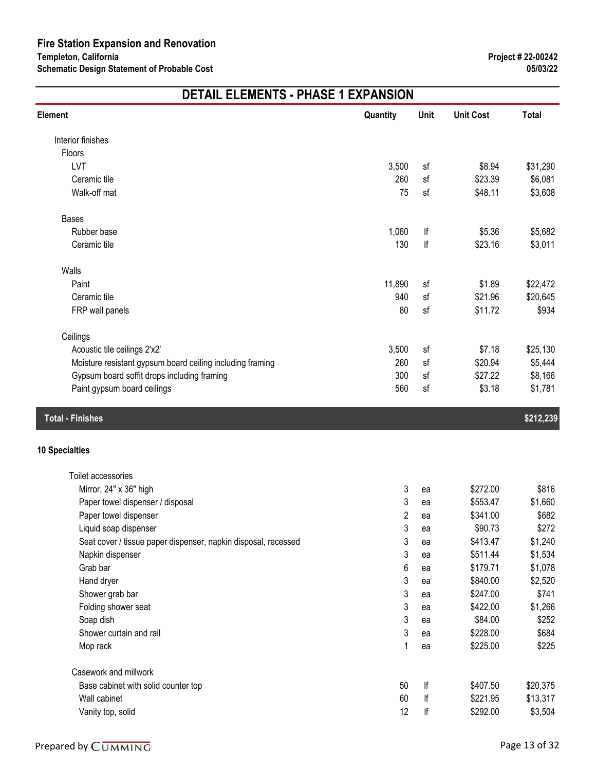# Fire Station Expansion and Renovation

**Templeton, California**
**Schematic Design Statement of Probable Cost**

**Project # 22-00242**
**05/03/22**

## DETAIL ELEMENTS - PHASE 1 EXPANSION

| Element | Quantity | Unit | Unit Cost | Total |
|---|---|---|---|---|
| Interior finishes | | | | |
| Floors | | | | |
| LVT | 3,500 | sf | $8.94 | $31,290 |
| Ceramic tile | 260 | sf | $23.39 | $6,081 |
| Walk-off mat | 75 | sf | $48.11 | $3,608 |
| Bases | | | | |
| Rubber base | 1,060 | lf | $5.36 | $5,682 |
| Ceramic tile | 130 | lf | $23.16 | $3,011 |
| Walls | | | | |
| Paint | 11,890 | sf | $1.89 | $22,472 |
| Ceramic tile | 940 | sf | $21.96 | $20,645 |
| FRP wall panels | 80 | sf | $11.72 | $934 |
| Ceilings | | | | |
| Acoustic tile ceilings 2'x2' | 3,500 | sf | $7.18 | $25,130 |
| Moisture resistant gypsum board ceiling including framing | 260 | sf | $20.94 | $5,444 |
| Gypsum board soffit drops including framing | 300 | sf | $27.22 | $8,166 |
| Paint gypsum board ceilings | 560 | sf | $3.18 | $1,781 |
| **Total - Finishes** | | | | **$212,239** |
| **10 Specialties** | | | | |
| Toilet accessories | | | | |
| Mirror, 24" x 36" high | 3 | ea | $272.00 | $816 |
| Paper towel dispenser / disposal | 3 | ea | $553.47 | $1,660 |
| Paper towel dispenser | 2 | ea | $341.00 | $682 |
| Liquid soap dispenser | 3 | ea | $90.73 | $272 |
| Seat cover / tissue paper dispenser, napkin disposal, recessed | 3 | ea | $413.47 | $1,240 |
| Napkin dispenser | 3 | ea | $511.44 | $1,534 |
| Grab bar | 6 | ea | $179.71 | $1,078 |
| Hand dryer | 3 | ea | $840.00 | $2,520 |
| Shower grab bar | 3 | ea | $247.00 | $741 |
| Folding shower seat | 3 | ea | $422.00 | $1,266 |
| Soap dish | 3 | ea | $84.00 | $252 |
| Shower curtain and rail | 3 | ea | $228.00 | $684 |
| Mop rack | 1 | ea | $225.00 | $225 |
| Casework and millwork | | | | |
| Base cabinet with solid counter top | 50 | lf | $407.50 | $20,375 |
| Wall cabinet | 60 | lf | $221.95 | $13,317 |
| Vanity top, solid | 12 | lf | $292.00 | $3,504 |

Prepared by CUMMING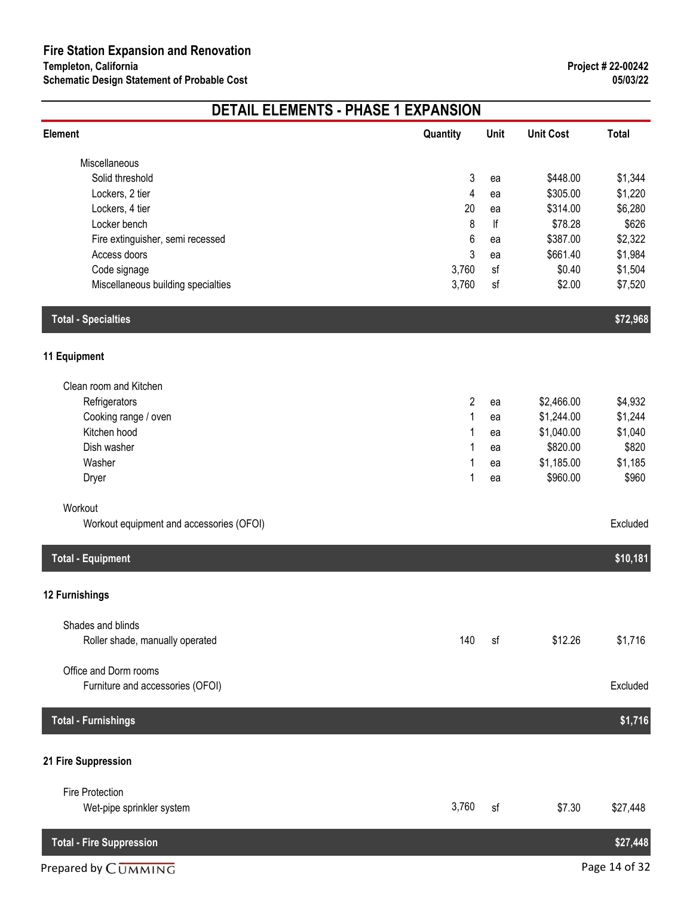## DETAIL ELEMENTS - PHASE 1 EXPANSION

| Element | Quantity | Unit | Unit Cost | Total |
|---|---|---|---|---|
| Miscellaneous | | | | |
| Solid threshold | 3 | ea | $448.00 | $1,344 |
| Lockers, 2 tier | 4 | ea | $305.00 | $1,220 |
| Lockers, 4 tier | 20 | ea | $314.00 | $6,280 |
| Locker bench | 8 | lf | $78.28 | $626 |
| Fire extinguisher, semi recessed | 6 | ea | $387.00 | $2,322 |
| Access doors | 3 | ea | $661.40 | $1,984 |
| Code signage | 3,760 | sf | $0.40 | $1,504 |
| Miscellaneous building specialties | 3,760 | sf | $2.00 | $7,520 |
| **Total - Specialties** | | | | **$72,968** |
| **11 Equipment** | | | | |
| Clean room and Kitchen | | | | |
| Refrigerators | 2 | ea | $2,466.00 | $4,932 |
| Cooking range / oven | 1 | ea | $1,244.00 | $1,244 |
| Kitchen hood | 1 | ea | $1,040.00 | $1,040 |
| Dish washer | 1 | ea | $820.00 | $820 |
| Washer | 1 | ea | $1,185.00 | $1,185 |
| Dryer | 1 | ea | $960.00 | $960 |
| Workout | | | | |
| Workout equipment and accessories (OFOI) | | | | Excluded |
| **Total - Equipment** | | | | **$10,181** |
| **12 Furnishings** | | | | |
| Shades and blinds | | | | |
| Roller shade, manually operated | 140 | sf | $12.26 | $1,716 |
| Office and Dorm rooms | | | | |
| Furniture and accessories (OFOI) | | | | Excluded |
| **Total - Furnishings** | | | | **$1,716** |
| **21 Fire Suppression** | | | | |
| Fire Protection | | | | |
| Wet-pipe sprinkler system | 3,760 | sf | $7.30 | $27,448 |
| **Total - Fire Suppression** | | | | **$27,448** |

Prepared by CUMMING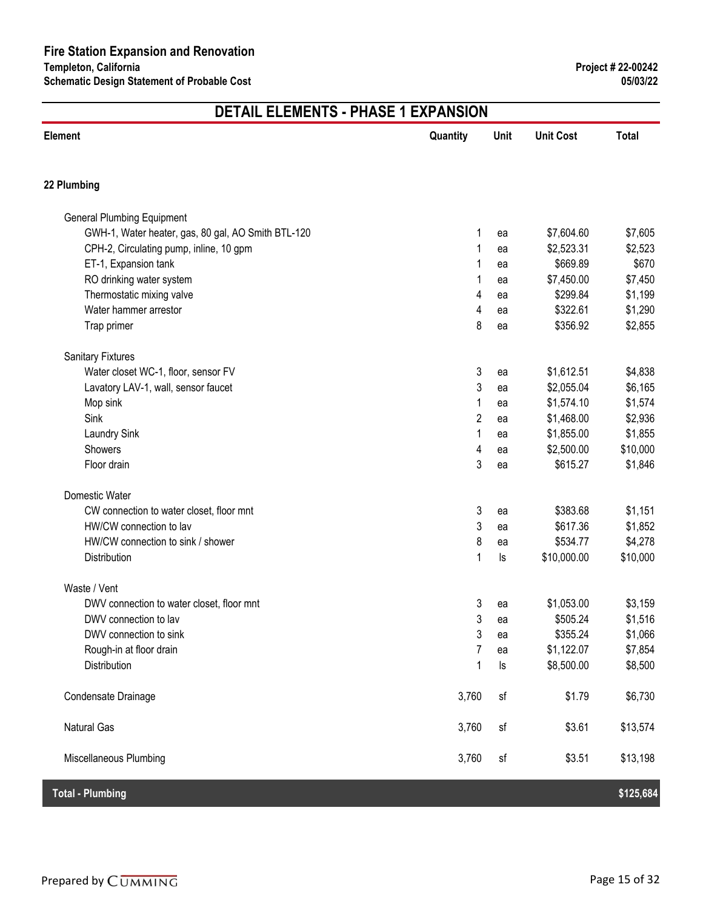## DETAIL ELEMENTS - PHASE 1 EXPANSION

| Element | Quantity | Unit | Unit Cost | Total |
|---|---|---|---|---|
| **22 Plumbing** | | | | |
| General Plumbing Equipment | | | | |
| GWH-1, Water heater, gas, 80 gal, AO Smith BTL-120 | 1 | ea | $7,604.60 | $7,605 |
| CPH-2, Circulating pump, inline, 10 gpm | 1 | ea | $2,523.31 | $2,523 |
| ET-1, Expansion tank | 1 | ea | $669.89 | $670 |
| RO drinking water system | 1 | ea | $7,450.00 | $7,450 |
| Thermostatic mixing valve | 4 | ea | $299.84 | $1,199 |
| Water hammer arrestor | 4 | ea | $322.61 | $1,290 |
| Trap primer | 8 | ea | $356.92 | $2,855 |
| Sanitary Fixtures | | | | |
| Water closet WC-1, floor, sensor FV | 3 | ea | $1,612.51 | $4,838 |
| Lavatory LAV-1, wall, sensor faucet | 3 | ea | $2,055.04 | $6,165 |
| Mop sink | 1 | ea | $1,574.10 | $1,574 |
| Sink | 2 | ea | $1,468.00 | $2,936 |
| Laundry Sink | 1 | ea | $1,855.00 | $1,855 |
| Showers | 4 | ea | $2,500.00 | $10,000 |
| Floor drain | 3 | ea | $615.27 | $1,846 |
| Domestic Water | | | | |
| CW connection to water closet, floor mnt | 3 | ea | $383.68 | $1,151 |
| HW/CW connection to lav | 3 | ea | $617.36 | $1,852 |
| HW/CW connection to sink / shower | 8 | ea | $534.77 | $4,278 |
| Distribution | 1 | ls | $10,000.00 | $10,000 |
| Waste / Vent | | | | |
| DWV connection to water closet, floor mnt | 3 | ea | $1,053.00 | $3,159 |
| DWV connection to lav | 3 | ea | $505.24 | $1,516 |
| DWV connection to sink | 3 | ea | $355.24 | $1,066 |
| Rough-in at floor drain | 7 | ea | $1,122.07 | $7,854 |
| Distribution | 1 | ls | $8,500.00 | $8,500 |
| Condensate Drainage | 3,760 | sf | $1.79 | $6,730 |
| Natural Gas | 3,760 | sf | $3.61 | $13,574 |
| Miscellaneous Plumbing | 3,760 | sf | $3.51 | $13,198 |
| **Total - Plumbing** | | | | **$125,684** |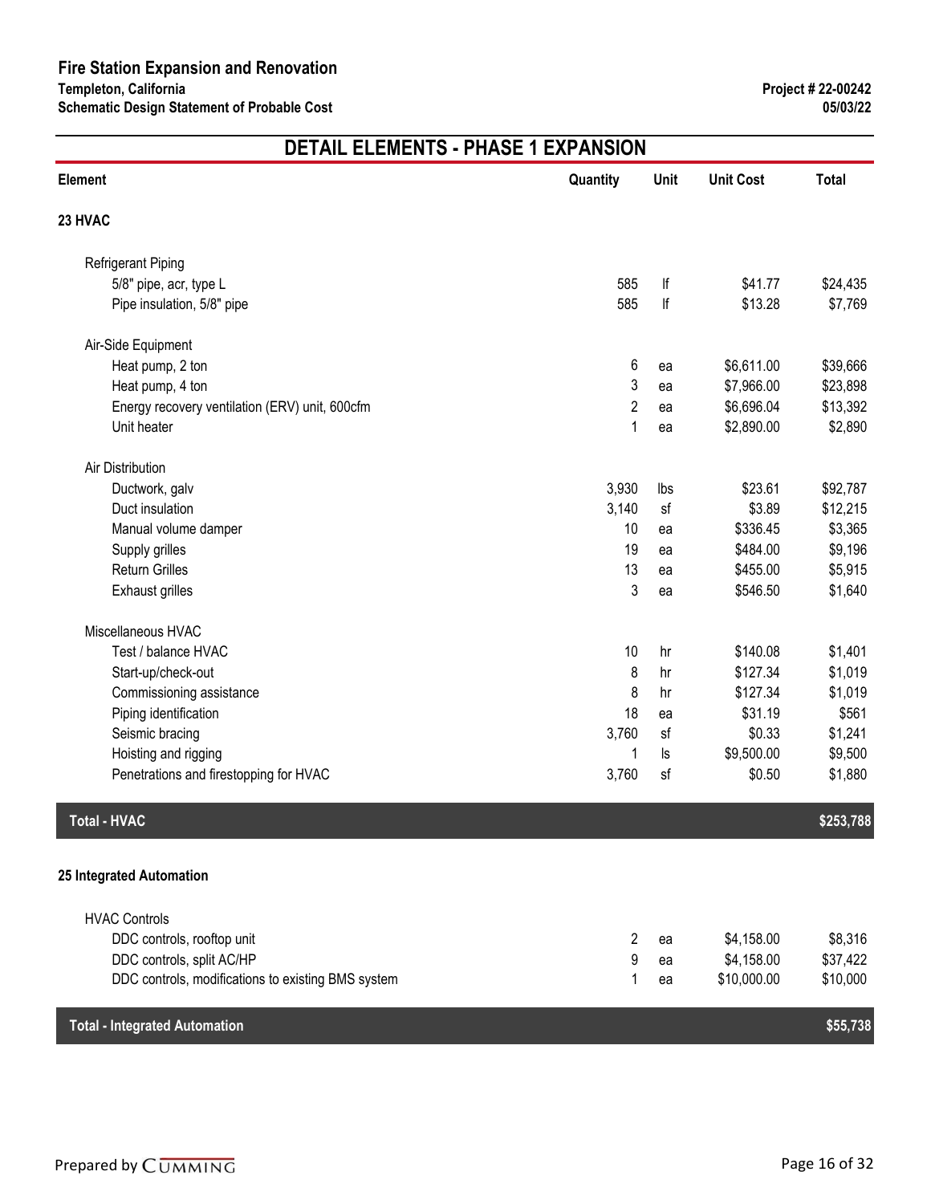# Fire Station Expansion and Renovation

**Templeton, California**
**Schematic Design Statement of Probable Cost**

**Project # 22-00242**
**05/03/22**

## DETAIL ELEMENTS - PHASE 1 EXPANSION

| Element | Quantity | Unit | Unit Cost | Total |
|---|---|---|---|---|
| **23 HVAC** | | | | |
| Refrigerant Piping | | | | |
| 5/8" pipe, acr, type L | 585 | lf | $41.77 | $24,435 |
| Pipe insulation, 5/8" pipe | 585 | lf | $13.28 | $7,769 |
| Air-Side Equipment | | | | |
| Heat pump, 2 ton | 6 | ea | $6,611.00 | $39,666 |
| Heat pump, 4 ton | 3 | ea | $7,966.00 | $23,898 |
| Energy recovery ventilation (ERV) unit, 600cfm | 2 | ea | $6,696.04 | $13,392 |
| Unit heater | 1 | ea | $2,890.00 | $2,890 |
| Air Distribution | | | | |
| Ductwork, galv | 3,930 | lbs | $23.61 | $92,787 |
| Duct insulation | 3,140 | sf | $3.89 | $12,215 |
| Manual volume damper | 10 | ea | $336.45 | $3,365 |
| Supply grilles | 19 | ea | $484.00 | $9,196 |
| Return Grilles | 13 | ea | $455.00 | $5,915 |
| Exhaust grilles | 3 | ea | $546.50 | $1,640 |
| Miscellaneous HVAC | | | | |
| Test / balance HVAC | 10 | hr | $140.08 | $1,401 |
| Start-up/check-out | 8 | hr | $127.34 | $1,019 |
| Commissioning assistance | 8 | hr | $127.34 | $1,019 |
| Piping identification | 18 | ea | $31.19 | $561 |
| Seismic bracing | 3,760 | sf | $0.33 | $1,241 |
| Hoisting and rigging | 1 | ls | $9,500.00 | $9,500 |
| Penetrations and firestopping for HVAC | 3,760 | sf | $0.50 | $1,880 |
| **Total - HVAC** | | | | **$253,788** |
| **25 Integrated Automation** | | | | |
| HVAC Controls | | | | |
| DDC controls, rooftop unit | 2 | ea | $4,158.00 | $8,316 |
| DDC controls, split AC/HP | 9 | ea | $4,158.00 | $37,422 |
| DDC controls, modifications to existing BMS system | 1 | ea | $10,000.00 | $10,000 |
| **Total - Integrated Automation** | | | | **$55,738** |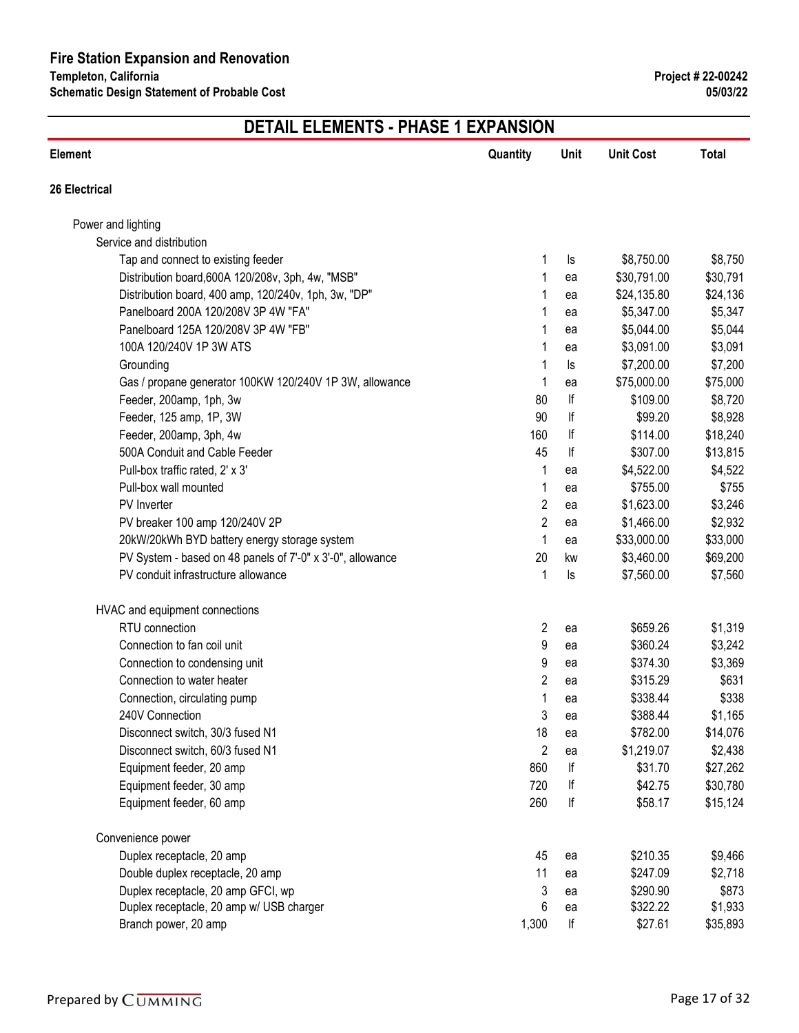# Fire Station Expansion and Renovation

**Templeton, California**
**Schematic Design Statement of Probable Cost**

**Project # 22-00242**
**05/03/22**

## DETAIL ELEMENTS - PHASE 1 EXPANSION

| Element | Quantity | Unit | Unit Cost | Total |
|---|---|---|---|---|
| **26 Electrical** | | | | |
| Power and lighting | | | | |
| Service and distribution | | | | |
| Tap and connect to existing feeder | 1 | ls | $8,750.00 | $8,750 |
| Distribution board,600A 120/208v, 3ph, 4w, "MSB" | 1 | ea | $30,791.00 | $30,791 |
| Distribution board, 400 amp, 120/240v, 1ph, 3w, "DP" | 1 | ea | $24,135.80 | $24,136 |
| Panelboard 200A 120/208V 3P 4W "FA" | 1 | ea | $5,347.00 | $5,347 |
| Panelboard 125A 120/208V 3P 4W "FB" | 1 | ea | $5,044.00 | $5,044 |
| 100A 120/240V 1P 3W ATS | 1 | ea | $3,091.00 | $3,091 |
| Grounding | 1 | ls | $7,200.00 | $7,200 |
| Gas / propane generator 100KW 120/240V 1P 3W, allowance | 1 | ea | $75,000.00 | $75,000 |
| Feeder, 200amp, 1ph, 3w | 80 | lf | $109.00 | $8,720 |
| Feeder, 125 amp, 1P, 3W | 90 | lf | $99.20 | $8,928 |
| Feeder, 200amp, 3ph, 4w | 160 | lf | $114.00 | $18,240 |
| 500A Conduit and Cable Feeder | 45 | lf | $307.00 | $13,815 |
| Pull-box traffic rated, 2' x 3' | 1 | ea | $4,522.00 | $4,522 |
| Pull-box wall mounted | 1 | ea | $755.00 | $755 |
| PV Inverter | 2 | ea | $1,623.00 | $3,246 |
| PV breaker 100 amp 120/240V 2P | 2 | ea | $1,466.00 | $2,932 |
| 20kW/20kWh BYD battery energy storage system | 1 | ea | $33,000.00 | $33,000 |
| PV System - based on 48 panels of 7'-0" x 3'-0", allowance | 20 | kw | $3,460.00 | $69,200 |
| PV conduit infrastructure allowance | 1 | ls | $7,560.00 | $7,560 |
| HVAC and equipment connections | | | | |
| RTU connection | 2 | ea | $659.26 | $1,319 |
| Connection to fan coil unit | 9 | ea | $360.24 | $3,242 |
| Connection to condensing unit | 9 | ea | $374.30 | $3,369 |
| Connection to water heater | 2 | ea | $315.29 | $631 |
| Connection, circulating pump | 1 | ea | $338.44 | $338 |
| 240V Connection | 3 | ea | $388.44 | $1,165 |
| Disconnect switch, 30/3 fused N1 | 18 | ea | $782.00 | $14,076 |
| Disconnect switch, 60/3 fused N1 | 2 | ea | $1,219.07 | $2,438 |
| Equipment feeder, 20 amp | 860 | lf | $31.70 | $27,262 |
| Equipment feeder, 30 amp | 720 | lf | $42.75 | $30,780 |
| Equipment feeder, 60 amp | 260 | lf | $58.17 | $15,124 |
| Convenience power | | | | |
| Duplex receptacle, 20 amp | 45 | ea | $210.35 | $9,466 |
| Double duplex receptacle, 20 amp | 11 | ea | $247.09 | $2,718 |
| Duplex receptacle, 20 amp GFCI, wp | 3 | ea | $290.90 | $873 |
| Duplex receptacle, 20 amp w/ USB charger | 6 | ea | $322.22 | $1,933 |
| Branch power, 20 amp | 1,300 | lf | $27.61 | $35,893 |

Prepared by CUMMING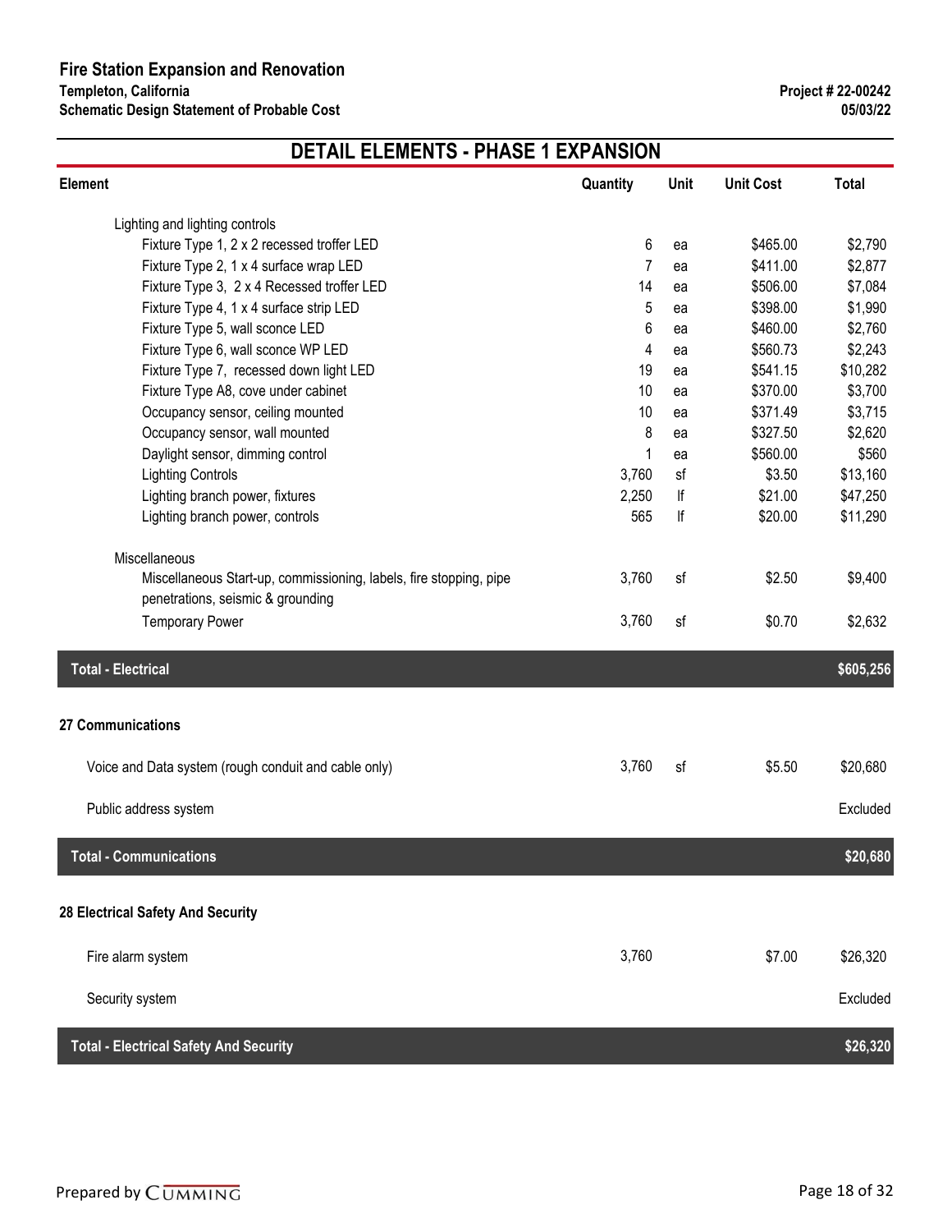## DETAIL ELEMENTS - PHASE 1 EXPANSION

| Element | Quantity | Unit | Unit Cost | Total |
|---|---|---|---|---|
| Lighting and lighting controls | | | | |
| Fixture Type 1, 2 x 2 recessed troffer LED | 6 | ea | $465.00 | $2,790 |
| Fixture Type 2, 1 x 4 surface wrap LED | 7 | ea | $411.00 | $2,877 |
| Fixture Type 3, 2 x 4 Recessed troffer LED | 14 | ea | $506.00 | $7,084 |
| Fixture Type 4, 1 x 4 surface strip LED | 5 | ea | $398.00 | $1,990 |
| Fixture Type 5, wall sconce LED | 6 | ea | $460.00 | $2,760 |
| Fixture Type 6, wall sconce WP LED | 4 | ea | $560.73 | $2,243 |
| Fixture Type 7, recessed down light LED | 19 | ea | $541.15 | $10,282 |
| Fixture Type A8, cove under cabinet | 10 | ea | $370.00 | $3,700 |
| Occupancy sensor, ceiling mounted | 10 | ea | $371.49 | $3,715 |
| Occupancy sensor, wall mounted | 8 | ea | $327.50 | $2,620 |
| Daylight sensor, dimming control | 1 | ea | $560.00 | $560 |
| Lighting Controls | 3,760 | sf | $3.50 | $13,160 |
| Lighting branch power, fixtures | 2,250 | lf | $21.00 | $47,250 |
| Lighting branch power, controls | 565 | lf | $20.00 | $11,290 |
| Miscellaneous | | | | |
| Miscellaneous Start-up, commissioning, labels, fire stopping, pipe penetrations, seismic & grounding | 3,760 | sf | $2.50 | $9,400 |
| Temporary Power | 3,760 | sf | $0.70 | $2,632 |
| **Total - Electrical** | | | | **$605,256** |
| **27 Communications** | | | | |
| Voice and Data system (rough conduit and cable only) | 3,760 | sf | $5.50 | $20,680 |
| Public address system | | | | Excluded |
| **Total - Communications** | | | | **$20,680** |
| **28 Electrical Safety And Security** | | | | |
| Fire alarm system | 3,760 | | $7.00 | $26,320 |
| Security system | | | | Excluded |
| **Total - Electrical Safety And Security** | | | | **$26,320** |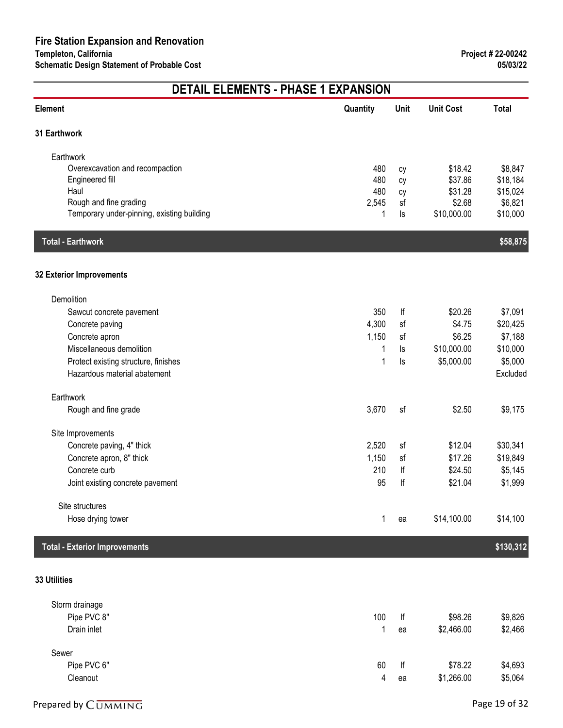**Fire Station Expansion and Renovation**
**Templeton, California**
**Schematic Design Statement of Probable Cost**

**Project # 22-00242**
**05/03/22**

## DETAIL ELEMENTS - PHASE 1 EXPANSION

| Element | Quantity | Unit | Unit Cost | Total |
|---|---|---|---|---|
| **31 Earthwork** | | | | |
| Earthwork | | | | |
| Overexcavation and recompaction | 480 | cy | $18.42 | $8,847 |
| Engineered fill | 480 | cy | $37.86 | $18,184 |
| Haul | 480 | cy | $31.28 | $15,024 |
| Rough and fine grading | 2,545 | sf | $2.68 | $6,821 |
| Temporary under-pinning, existing building | 1 | ls | $10,000.00 | $10,000 |
| **Total - Earthwork** | | | | **$58,875** |
| **32 Exterior Improvements** | | | | |
| Demolition | | | | |
| Sawcut concrete pavement | 350 | lf | $20.26 | $7,091 |
| Concrete paving | 4,300 | sf | $4.75 | $20,425 |
| Concrete apron | 1,150 | sf | $6.25 | $7,188 |
| Miscellaneous demolition | 1 | ls | $10,000.00 | $10,000 |
| Protect existing structure, finishes | 1 | ls | $5,000.00 | $5,000 |
| Hazardous material abatement | | | | Excluded |
| Earthwork | | | | |
| Rough and fine grade | 3,670 | sf | $2.50 | $9,175 |
| Site Improvements | | | | |
| Concrete paving, 4" thick | 2,520 | sf | $12.04 | $30,341 |
| Concrete apron, 8" thick | 1,150 | sf | $17.26 | $19,849 |
| Concrete curb | 210 | lf | $24.50 | $5,145 |
| Joint existing concrete pavement | 95 | lf | $21.04 | $1,999 |
| Site structures | | | | |
| Hose drying tower | 1 | ea | $14,100.00 | $14,100 |
| **Total - Exterior Improvements** | | | | **$130,312** |
| **33 Utilities** | | | | |
| Storm drainage | | | | |
| Pipe PVC 8" | 100 | lf | $98.26 | $9,826 |
| Drain inlet | 1 | ea | $2,466.00 | $2,466 |
| Sewer | | | | |
| Pipe PVC 6" | 60 | lf | $78.22 | $4,693 |
| Cleanout | 4 | ea | $1,266.00 | $5,064 |

Prepared by CUMMING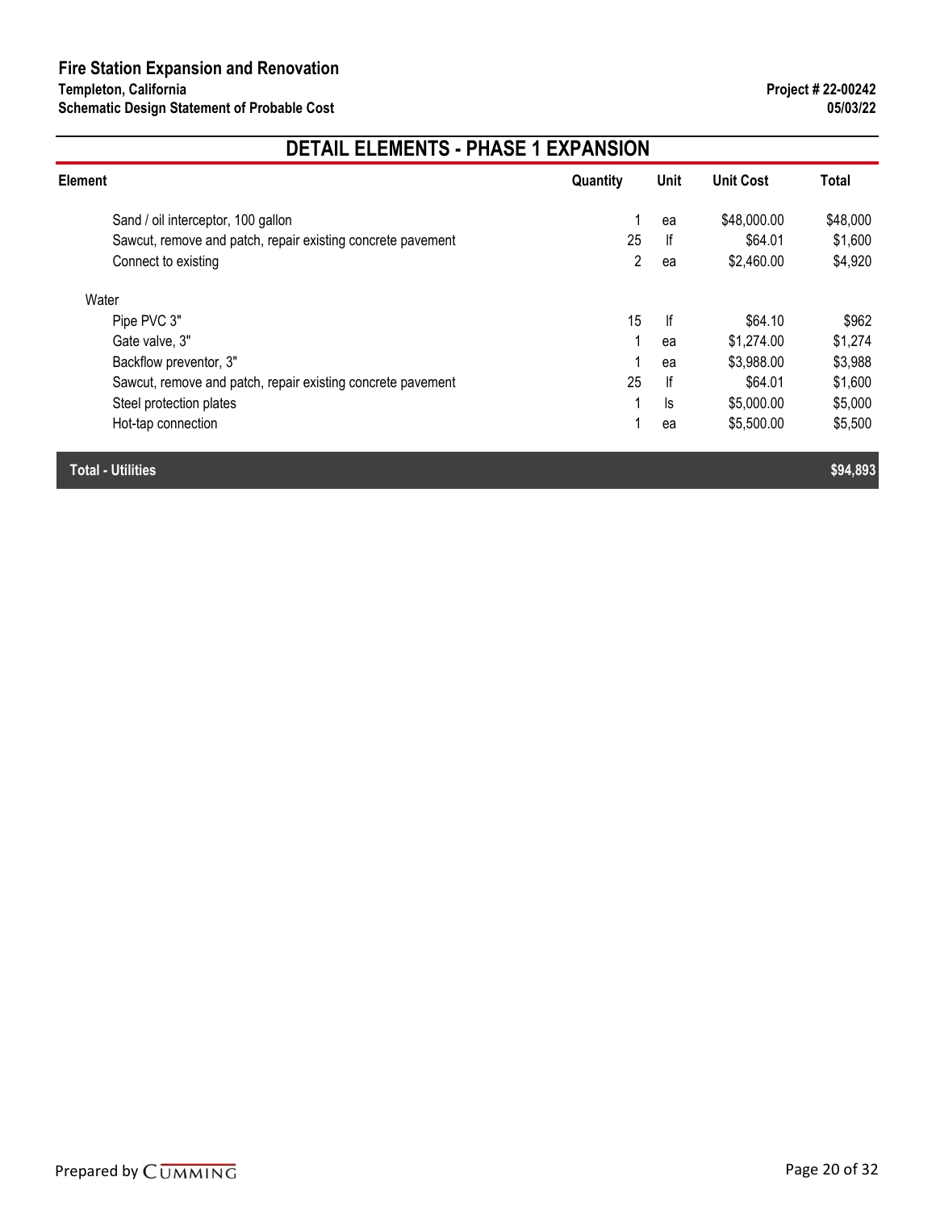# Fire Station Expansion and Renovation

**Templeton, California**
**Schematic Design Statement of Probable Cost**

**Project # 22-00242**
**05/03/22**

## DETAIL ELEMENTS - PHASE 1 EXPANSION

| Element | Quantity | Unit | Unit Cost | Total |
|---|---|---|---|---|
| Sand / oil interceptor, 100 gallon | 1 | ea | $48,000.00 | $48,000 |
| Sawcut, remove and patch, repair existing concrete pavement | 25 | lf | $64.01 | $1,600 |
| Connect to existing | 2 | ea | $2,460.00 | $4,920 |
| Water | | | | |
| Pipe PVC 3" | 15 | lf | $64.10 | $962 |
| Gate valve, 3" | 1 | ea | $1,274.00 | $1,274 |
| Backflow preventor, 3" | 1 | ea | $3,988.00 | $3,988 |
| Sawcut, remove and patch, repair existing concrete pavement | 25 | lf | $64.01 | $1,600 |
| Steel protection plates | 1 | ls | $5,000.00 | $5,000 |
| Hot-tap connection | 1 | ea | $5,500.00 | $5,500 |
| **Total - Utilities** | | | | **$94,893** |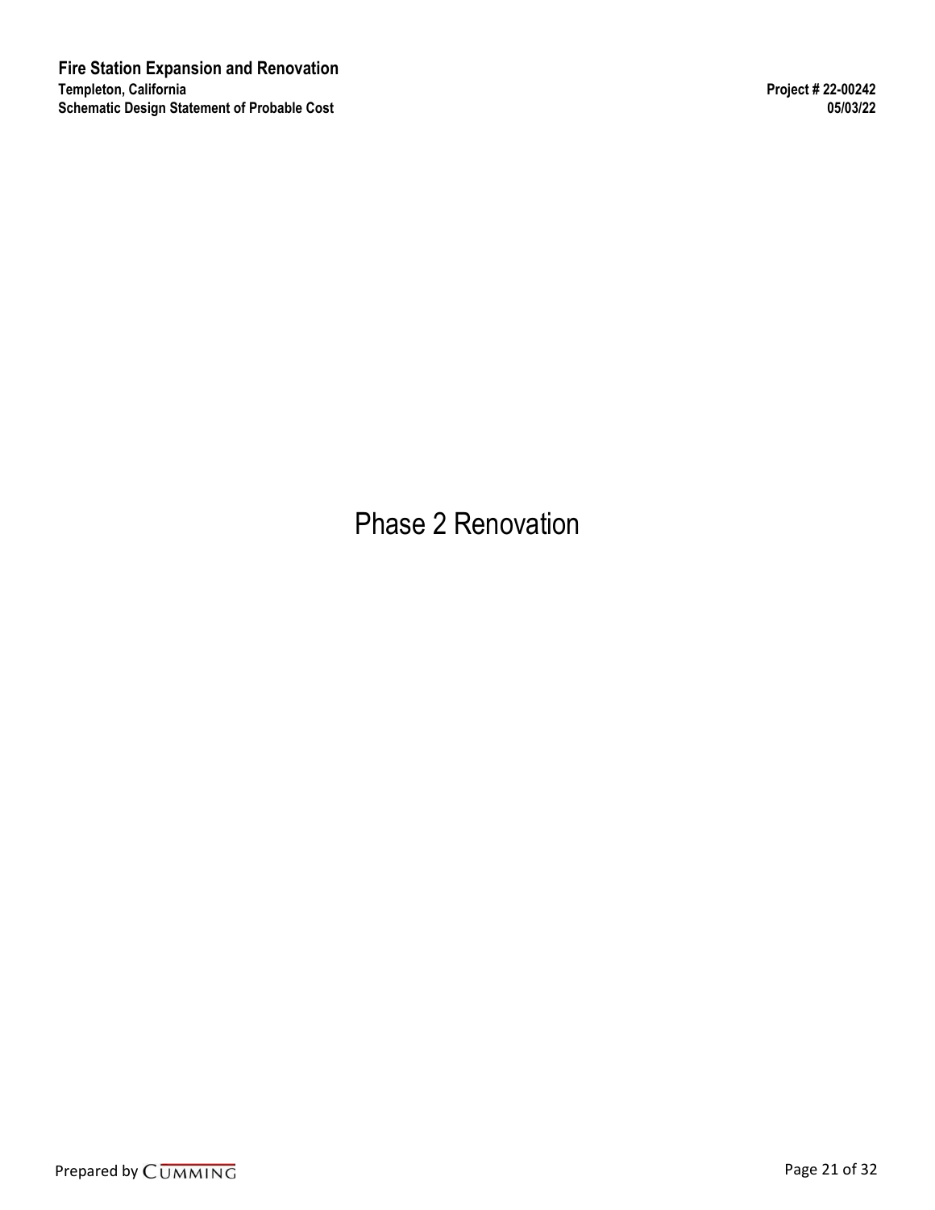# Phase 2 Renovation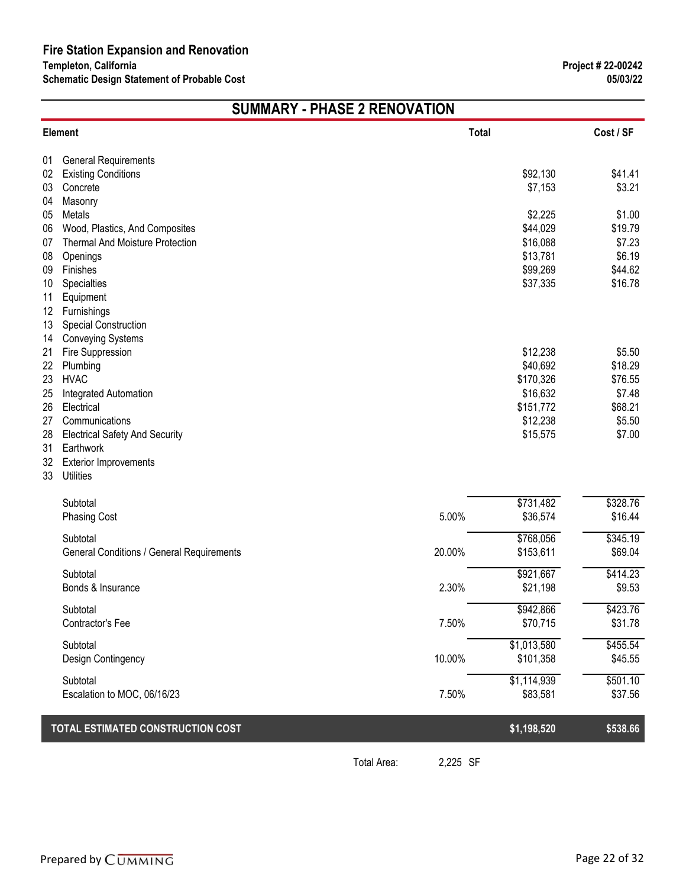**Fire Station Expansion and Renovation**
**Templeton, California**
**Schematic Design Statement of Probable Cost**

**Project # 22-00242**
**05/03/22**

## SUMMARY - PHASE 2 RENOVATION

| Element | | | Total | Cost / SF |
|---|---|---|---|---|
| 01 | General Requirements | | | |
| 02 | Existing Conditions | | $92,130 | $41.41 |
| 03 | Concrete | | $7,153 | $3.21 |
| 04 | Masonry | | | |
| 05 | Metals | | $2,225 | $1.00 |
| 06 | Wood, Plastics, And Composites | | $44,029 | $19.79 |
| 07 | Thermal And Moisture Protection | | $16,088 | $7.23 |
| 08 | Openings | | $13,781 | $6.19 |
| 09 | Finishes | | $99,269 | $44.62 |
| 10 | Specialties | | $37,335 | $16.78 |
| 11 | Equipment | | | |
| 12 | Furnishings | | | |
| 13 | Special Construction | | | |
| 14 | Conveying Systems | | | |
| 21 | Fire Suppression | | $12,238 | $5.50 |
| 22 | Plumbing | | $40,692 | $18.29 |
| 23 | HVAC | | $170,326 | $76.55 |
| 25 | Integrated Automation | | $16,632 | $7.48 |
| 26 | Electrical | | $151,772 | $68.21 |
| 27 | Communications | | $12,238 | $5.50 |
| 28 | Electrical Safety And Security | | $15,575 | $7.00 |
| 31 | Earthwork | | | |
| 32 | Exterior Improvements | | | |
| 33 | Utilities | | | |
| | Subtotal | | $731,482 | $328.76 |
| | Phasing Cost | 5.00% | $36,574 | $16.44 |
| | Subtotal | | $768,056 | $345.19 |
| | General Conditions / General Requirements | 20.00% | $153,611 | $69.04 |
| | Subtotal | | $921,667 | $414.23 |
| | Bonds & Insurance | 2.30% | $21,198 | $9.53 |
| | Subtotal | | $942,866 | $423.76 |
| | Contractor's Fee | 7.50% | $70,715 | $31.78 |
| | Subtotal | | $1,013,580 | $455.54 |
| | Design Contingency | 10.00% | $101,358 | $45.55 |
| | Subtotal | | $1,114,939 | $501.10 |
| | Escalation to MOC, 06/16/23 | 7.50% | $83,581 | $37.56 |
| | **TOTAL ESTIMATED CONSTRUCTION COST** | | **$1,198,520** | **$538.66** |

Total Area: 2,225 SF

Prepared by CUMMING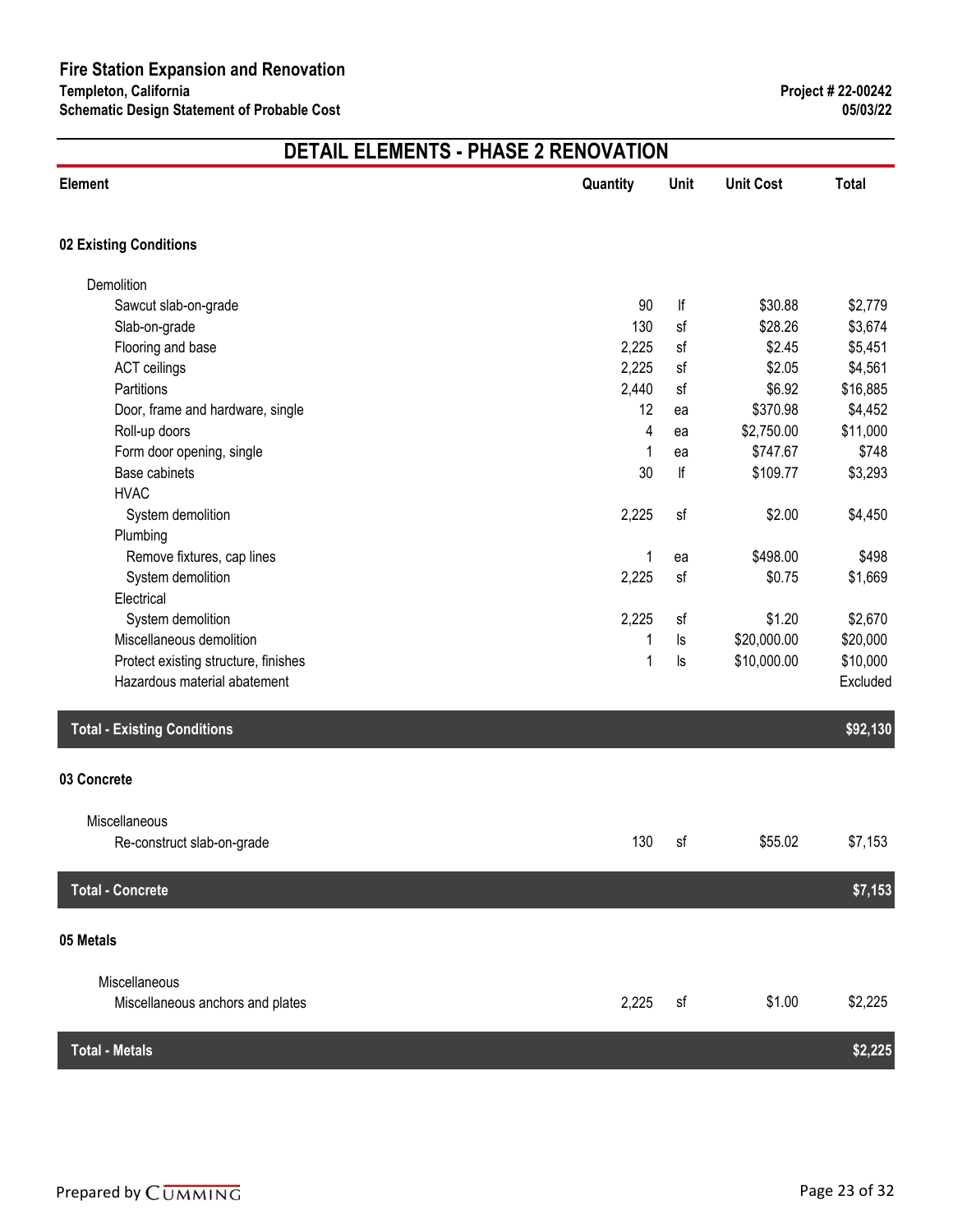# DETAIL ELEMENTS - PHASE 2 RENOVATION

| Element | Quantity | Unit | Unit Cost | Total |
|---|---|---|---|---|
| **02 Existing Conditions** | | | | |
| Demolition | | | | |
| Sawcut slab-on-grade | 90 | lf | $30.88 | $2,779 |
| Slab-on-grade | 130 | sf | $28.26 | $3,674 |
| Flooring and base | 2,225 | sf | $2.45 | $5,451 |
| ACT ceilings | 2,225 | sf | $2.05 | $4,561 |
| Partitions | 2,440 | sf | $6.92 | $16,885 |
| Door, frame and hardware, single | 12 | ea | $370.98 | $4,452 |
| Roll-up doors | 4 | ea | $2,750.00 | $11,000 |
| Form door opening, single | 1 | ea | $747.67 | $748 |
| Base cabinets | 30 | lf | $109.77 | $3,293 |
| HVAC | | | | |
| System demolition | 2,225 | sf | $2.00 | $4,450 |
| Plumbing | | | | |
| Remove fixtures, cap lines | 1 | ea | $498.00 | $498 |
| System demolition | 2,225 | sf | $0.75 | $1,669 |
| Electrical | | | | |
| System demolition | 2,225 | sf | $1.20 | $2,670 |
| Miscellaneous demolition | 1 | ls | $20,000.00 | $20,000 |
| Protect existing structure, finishes | 1 | ls | $10,000.00 | $10,000 |
| Hazardous material abatement | | | | Excluded |
| **Total - Existing Conditions** | | | | **$92,130** |
| **03 Concrete** | | | | |
| Miscellaneous | | | | |
| Re-construct slab-on-grade | 130 | sf | $55.02 | $7,153 |
| **Total - Concrete** | | | | **$7,153** |
| **05 Metals** | | | | |
| Miscellaneous | | | | |
| Miscellaneous anchors and plates | 2,225 | sf | $1.00 | $2,225 |
| **Total - Metals** | | | | **$2,225** |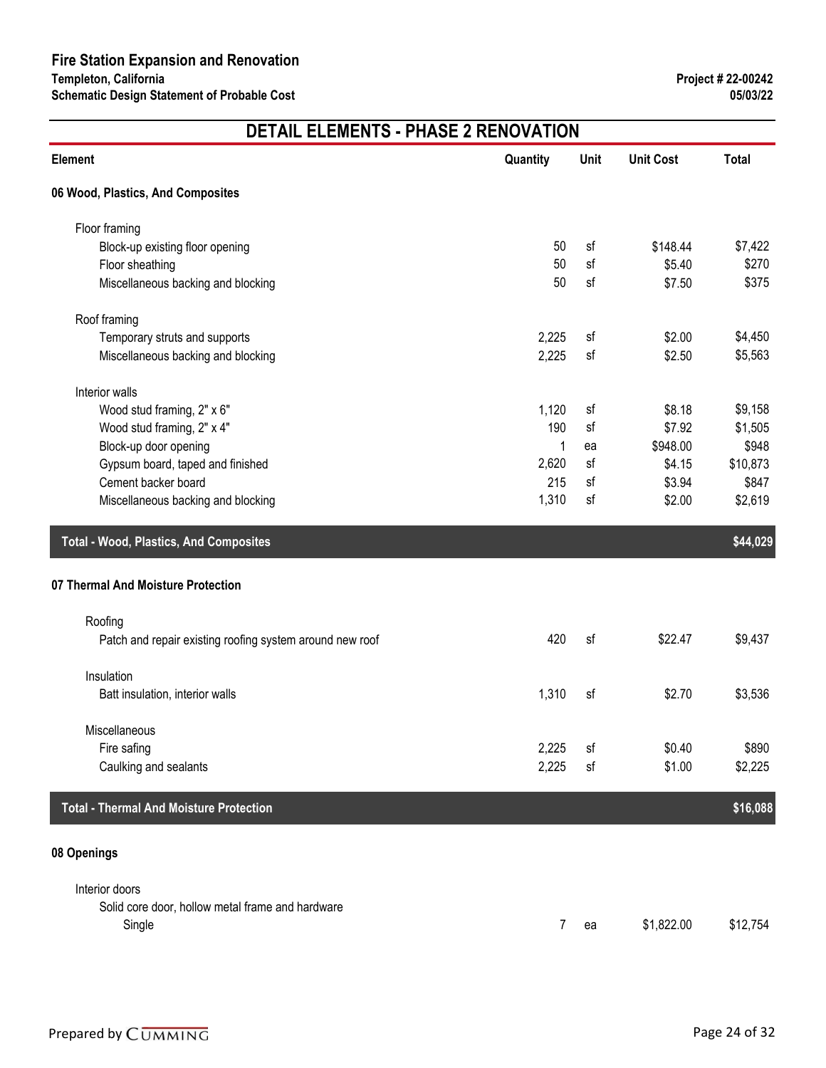# Fire Station Expansion and Renovation

**Templeton, California**
**Schematic Design Statement of Probable Cost**

**Project # 22-00242**
**05/03/22**

## DETAIL ELEMENTS - PHASE 2 RENOVATION

| Element | Quantity | Unit | Unit Cost | Total |
|---|---|---|---|---|
| **06 Wood, Plastics, And Composites** | | | | |
| Floor framing | | | | |
| Block-up existing floor opening | 50 | sf | $148.44 | $7,422 |
| Floor sheathing | 50 | sf | $5.40 | $270 |
| Miscellaneous backing and blocking | 50 | sf | $7.50 | $375 |
| Roof framing | | | | |
| Temporary struts and supports | 2,225 | sf | $2.00 | $4,450 |
| Miscellaneous backing and blocking | 2,225 | sf | $2.50 | $5,563 |
| Interior walls | | | | |
| Wood stud framing, 2" x 6" | 1,120 | sf | $8.18 | $9,158 |
| Wood stud framing, 2" x 4" | 190 | sf | $7.92 | $1,505 |
| Block-up door opening | 1 | ea | $948.00 | $948 |
| Gypsum board, taped and finished | 2,620 | sf | $4.15 | $10,873 |
| Cement backer board | 215 | sf | $3.94 | $847 |
| Miscellaneous backing and blocking | 1,310 | sf | $2.00 | $2,619 |
| **Total - Wood, Plastics, And Composites** | | | | **$44,029** |
| **07 Thermal And Moisture Protection** | | | | |
| Roofing | | | | |
| Patch and repair existing roofing system around new roof | 420 | sf | $22.47 | $9,437 |
| Insulation | | | | |
| Batt insulation, interior walls | 1,310 | sf | $2.70 | $3,536 |
| Miscellaneous | | | | |
| Fire safing | 2,225 | sf | $0.40 | $890 |
| Caulking and sealants | 2,225 | sf | $1.00 | $2,225 |
| **Total - Thermal And Moisture Protection** | | | | **$16,088** |
| **08 Openings** | | | | |
| Interior doors | | | | |
| Solid core door, hollow metal frame and hardware | | | | |
| Single | 7 | ea | $1,822.00 | $12,754 |

Prepared by CUMMING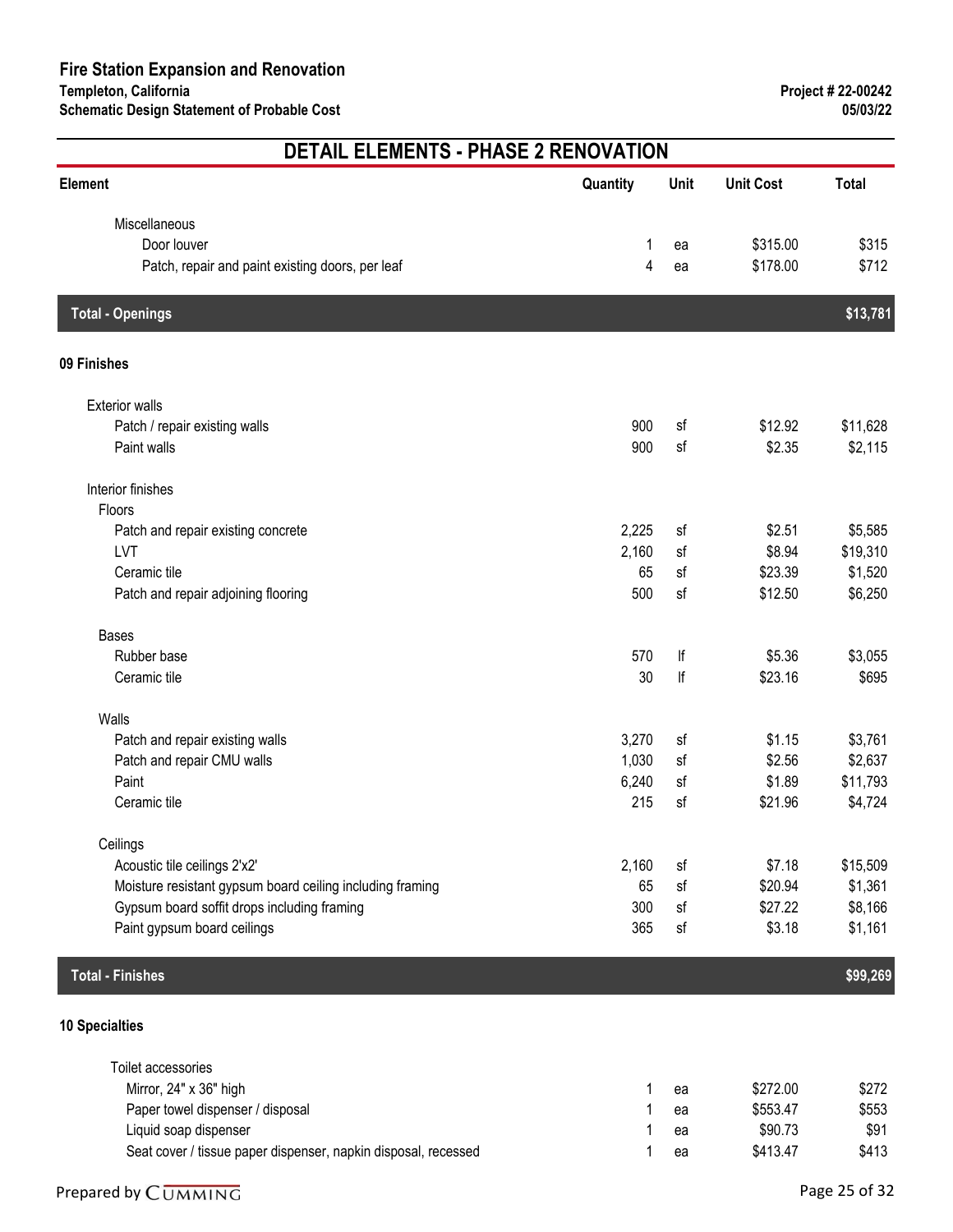# DETAIL ELEMENTS - PHASE 2 RENOVATION

| Element | Quantity | Unit | Unit Cost | Total |
|---|---|---|---|---|
| Miscellaneous | | | | |
| Door louver | 1 | ea | $315.00 | $315 |
| Patch, repair and paint existing doors, per leaf | 4 | ea | $178.00 | $712 |
| **Total - Openings** | | | | **$13,781** |
| **09 Finishes** | | | | |
| Exterior walls | | | | |
| Patch / repair existing walls | 900 | sf | $12.92 | $11,628 |
| Paint walls | 900 | sf | $2.35 | $2,115 |
| Interior finishes | | | | |
| Floors | | | | |
| Patch and repair existing concrete | 2,225 | sf | $2.51 | $5,585 |
| LVT | 2,160 | sf | $8.94 | $19,310 |
| Ceramic tile | 65 | sf | $23.39 | $1,520 |
| Patch and repair adjoining flooring | 500 | sf | $12.50 | $6,250 |
| Bases | | | | |
| Rubber base | 570 | lf | $5.36 | $3,055 |
| Ceramic tile | 30 | lf | $23.16 | $695 |
| Walls | | | | |
| Patch and repair existing walls | 3,270 | sf | $1.15 | $3,761 |
| Patch and repair CMU walls | 1,030 | sf | $2.56 | $2,637 |
| Paint | 6,240 | sf | $1.89 | $11,793 |
| Ceramic tile | 215 | sf | $21.96 | $4,724 |
| Ceilings | | | | |
| Acoustic tile ceilings 2'x2' | 2,160 | sf | $7.18 | $15,509 |
| Moisture resistant gypsum board ceiling including framing | 65 | sf | $20.94 | $1,361 |
| Gypsum board soffit drops including framing | 300 | sf | $27.22 | $8,166 |
| Paint gypsum board ceilings | 365 | sf | $3.18 | $1,161 |
| **Total - Finishes** | | | | **$99,269** |
| **10 Specialties** | | | | |
| Toilet accessories | | | | |
| Mirror, 24" x 36" high | 1 | ea | $272.00 | $272 |
| Paper towel dispenser / disposal | 1 | ea | $553.47 | $553 |
| Liquid soap dispenser | 1 | ea | $90.73 | $91 |
| Seat cover / tissue paper dispenser, napkin disposal, recessed | 1 | ea | $413.47 | $413 |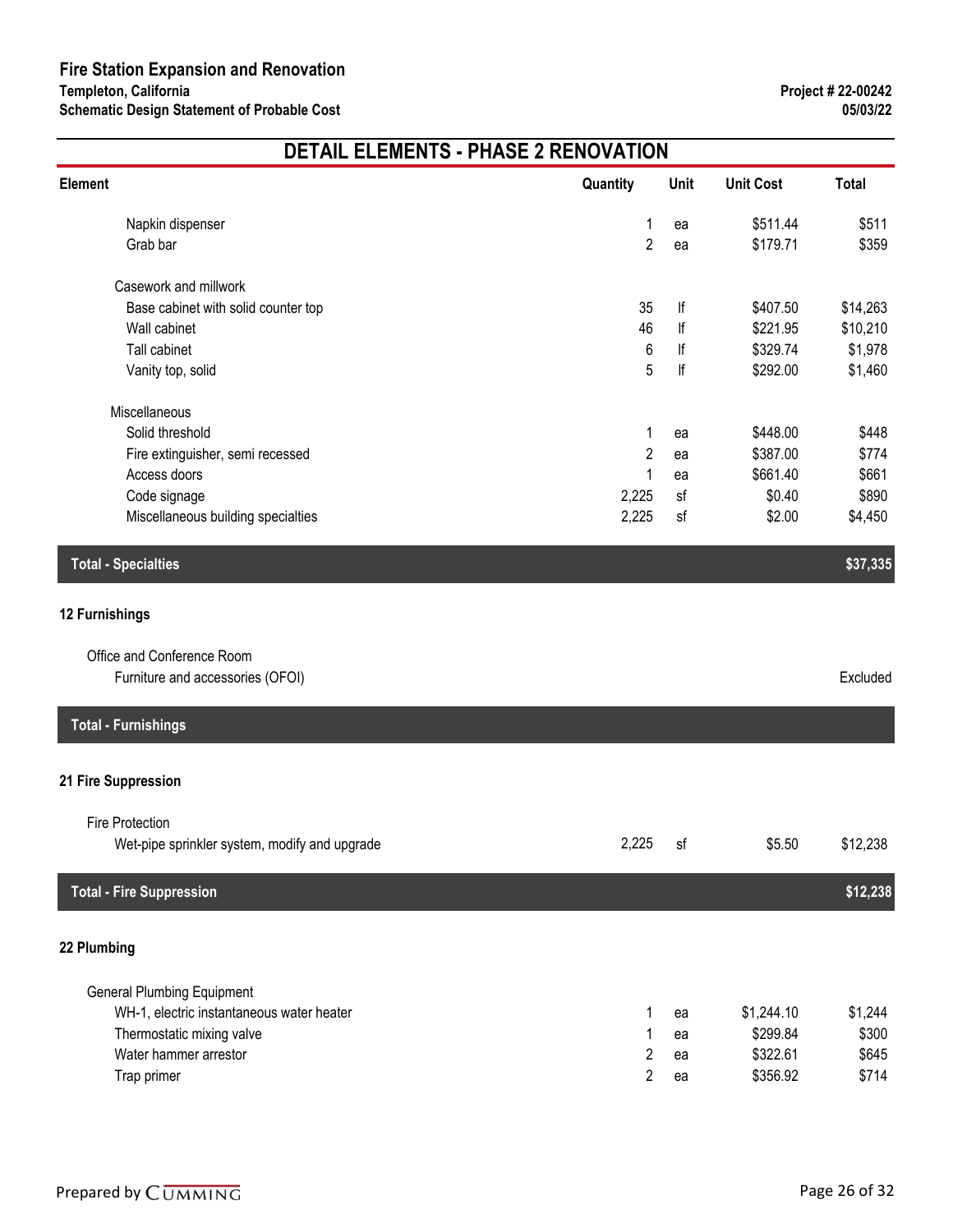# Fire Station Expansion and Renovation

**Templeton, California**
**Schematic Design Statement of Probable Cost**

**Project # 22-00242**
**05/03/22**

## DETAIL ELEMENTS - PHASE 2 RENOVATION

| Element | Quantity | Unit | Unit Cost | Total |
|---|---|---|---|---|
| Napkin dispenser | 1 | ea | $511.44 | $511 |
| Grab bar | 2 | ea | $179.71 | $359 |
| Casework and millwork | | | | |
| Base cabinet with solid counter top | 35 | lf | $407.50 | $14,263 |
| Wall cabinet | 46 | lf | $221.95 | $10,210 |
| Tall cabinet | 6 | lf | $329.74 | $1,978 |
| Vanity top, solid | 5 | lf | $292.00 | $1,460 |
| Miscellaneous | | | | |
| Solid threshold | 1 | ea | $448.00 | $448 |
| Fire extinguisher, semi recessed | 2 | ea | $387.00 | $774 |
| Access doors | 1 | ea | $661.40 | $661 |
| Code signage | 2,225 | sf | $0.40 | $890 |
| Miscellaneous building specialties | 2,225 | sf | $2.00 | $4,450 |
| **Total - Specialties** | | | | **$37,335** |
| **12 Furnishings** | | | | |
| Office and Conference Room | | | | |
| Furniture and accessories (OFOI) | | | | Excluded |
| **Total - Furnishings** | | | | |
| **21 Fire Suppression** | | | | |
| Fire Protection | | | | |
| Wet-pipe sprinkler system, modify and upgrade | 2,225 | sf | $5.50 | $12,238 |
| **Total - Fire Suppression** | | | | **$12,238** |
| **22 Plumbing** | | | | |
| General Plumbing Equipment | | | | |
| WH-1, electric instantaneous water heater | 1 | ea | $1,244.10 | $1,244 |
| Thermostatic mixing valve | 1 | ea | $299.84 | $300 |
| Water hammer arrestor | 2 | ea | $322.61 | $645 |
| Trap primer | 2 | ea | $356.92 | $714 |

Prepared by CUMMING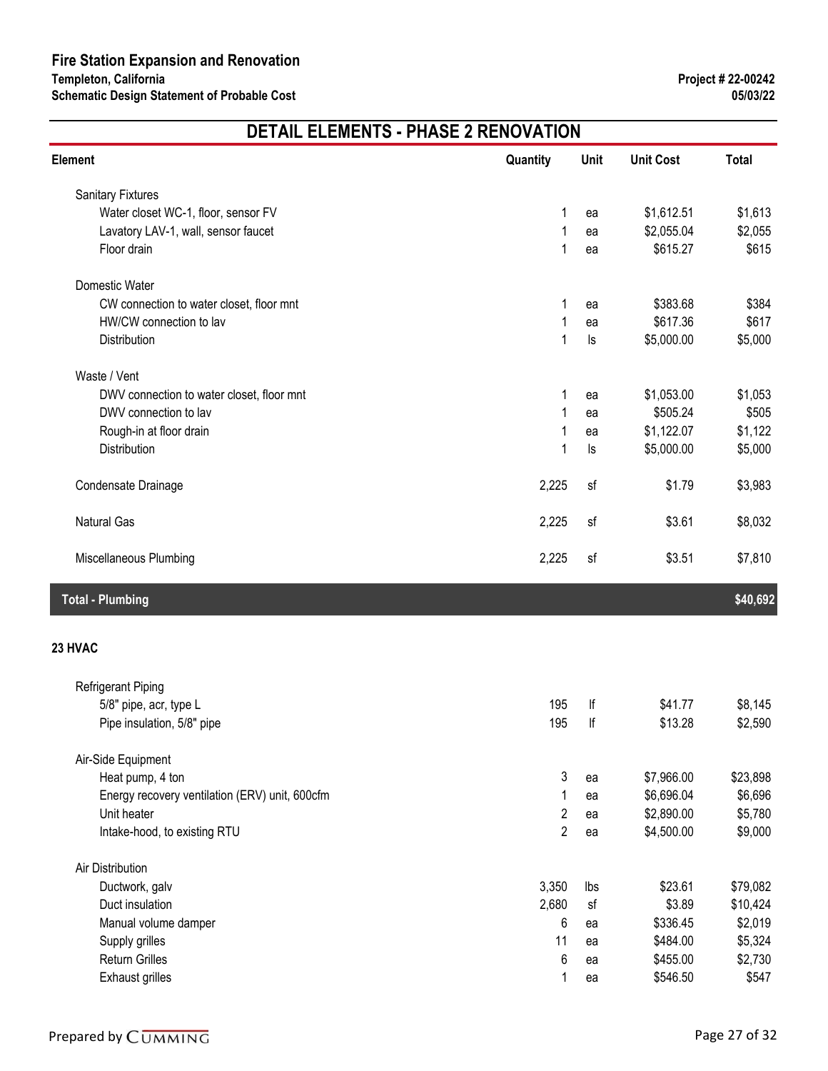## DETAIL ELEMENTS - PHASE 2 RENOVATION

| Element | Quantity | Unit | Unit Cost | Total |
|---|---|---|---|---|
| Sanitary Fixtures | | | | |
| Water closet WC-1, floor, sensor FV | 1 | ea | $1,612.51 | $1,613 |
| Lavatory LAV-1, wall, sensor faucet | 1 | ea | $2,055.04 | $2,055 |
| Floor drain | 1 | ea | $615.27 | $615 |
| Domestic Water | | | | |
| CW connection to water closet, floor mnt | 1 | ea | $383.68 | $384 |
| HW/CW connection to lav | 1 | ea | $617.36 | $617 |
| Distribution | 1 | ls | $5,000.00 | $5,000 |
| Waste / Vent | | | | |
| DWV connection to water closet, floor mnt | 1 | ea | $1,053.00 | $1,053 |
| DWV connection to lav | 1 | ea | $505.24 | $505 |
| Rough-in at floor drain | 1 | ea | $1,122.07 | $1,122 |
| Distribution | 1 | ls | $5,000.00 | $5,000 |
| Condensate Drainage | 2,225 | sf | $1.79 | $3,983 |
| Natural Gas | 2,225 | sf | $3.61 | $8,032 |
| Miscellaneous Plumbing | 2,225 | sf | $3.51 | $7,810 |
| **Total - Plumbing** | | | | **$40,692** |

### 23 HVAC

| Element | Quantity | Unit | Unit Cost | Total |
|---|---|---|---|---|
| Refrigerant Piping | | | | |
| 5/8" pipe, acr, type L | 195 | lf | $41.77 | $8,145 |
| Pipe insulation, 5/8" pipe | 195 | lf | $13.28 | $2,590 |
| Air-Side Equipment | | | | |
| Heat pump, 4 ton | 3 | ea | $7,966.00 | $23,898 |
| Energy recovery ventilation (ERV) unit, 600cfm | 1 | ea | $6,696.04 | $6,696 |
| Unit heater | 2 | ea | $2,890.00 | $5,780 |
| Intake-hood, to existing RTU | 2 | ea | $4,500.00 | $9,000 |
| Air Distribution | | | | |
| Ductwork, galv | 3,350 | lbs | $23.61 | $79,082 |
| Duct insulation | 2,680 | sf | $3.89 | $10,424 |
| Manual volume damper | 6 | ea | $336.45 | $2,019 |
| Supply grilles | 11 | ea | $484.00 | $5,324 |
| Return Grilles | 6 | ea | $455.00 | $2,730 |
| Exhaust grilles | 1 | ea | $546.50 | $547 |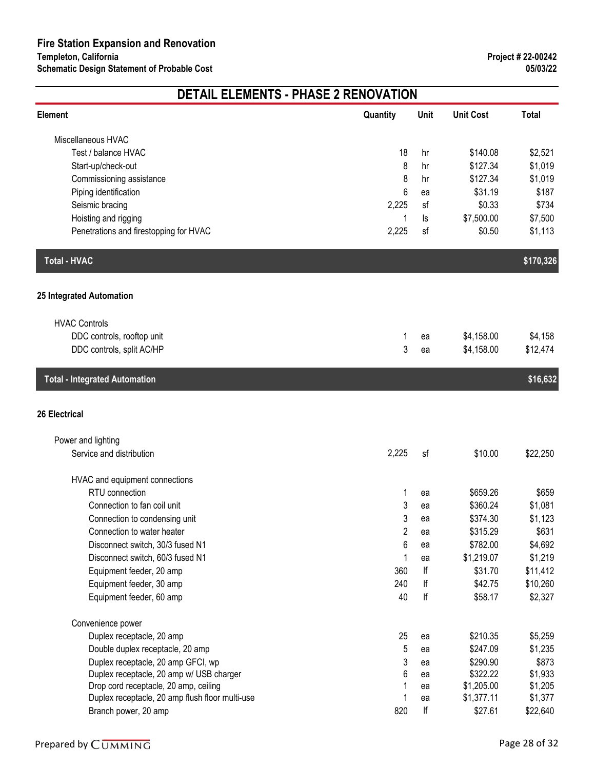| Element | Quantity | Unit | Unit Cost | Total |
|---|---|---|---|---|
| Miscellaneous HVAC | | | | |
| Test / balance HVAC | 18 | hr | $140.08 | $2,521 |
| Start-up/check-out | 8 | hr | $127.34 | $1,019 |
| Commissioning assistance | 8 | hr | $127.34 | $1,019 |
| Piping identification | 6 | ea | $31.19 | $187 |
| Seismic bracing | 2,225 | sf | $0.33 | $734 |
| Hoisting and rigging | 1 | ls | $7,500.00 | $7,500 |
| Penetrations and firestopping for HVAC | 2,225 | sf | $0.50 | $1,113 |
| **Total - HVAC** | | | | **$170,326** |
| **25 Integrated Automation** | | | | |
| HVAC Controls | | | | |
| DDC controls, rooftop unit | 1 | ea | $4,158.00 | $4,158 |
| DDC controls, split AC/HP | 3 | ea | $4,158.00 | $12,474 |
| **Total - Integrated Automation** | | | | **$16,632** |
| **26 Electrical** | | | | |
| Power and lighting | | | | |
| Service and distribution | 2,225 | sf | $10.00 | $22,250 |
| HVAC and equipment connections | | | | |
| RTU connection | 1 | ea | $659.26 | $659 |
| Connection to fan coil unit | 3 | ea | $360.24 | $1,081 |
| Connection to condensing unit | 3 | ea | $374.30 | $1,123 |
| Connection to water heater | 2 | ea | $315.29 | $631 |
| Disconnect switch, 30/3 fused N1 | 6 | ea | $782.00 | $4,692 |
| Disconnect switch, 60/3 fused N1 | 1 | ea | $1,219.07 | $1,219 |
| Equipment feeder, 20 amp | 360 | lf | $31.70 | $11,412 |
| Equipment feeder, 30 amp | 240 | lf | $42.75 | $10,260 |
| Equipment feeder, 60 amp | 40 | lf | $58.17 | $2,327 |
| Convenience power | | | | |
| Duplex receptacle, 20 amp | 25 | ea | $210.35 | $5,259 |
| Double duplex receptacle, 20 amp | 5 | ea | $247.09 | $1,235 |
| Duplex receptacle, 20 amp GFCI, wp | 3 | ea | $290.90 | $873 |
| Duplex receptacle, 20 amp w/ USB charger | 6 | ea | $322.22 | $1,933 |
| Drop cord receptacle, 20 amp, ceiling | 1 | ea | $1,205.00 | $1,205 |
| Duplex receptacle, 20 amp flush floor multi-use | 1 | ea | $1,377.11 | $1,377 |
| Branch power, 20 amp | 820 | lf | $27.61 | $22,640 |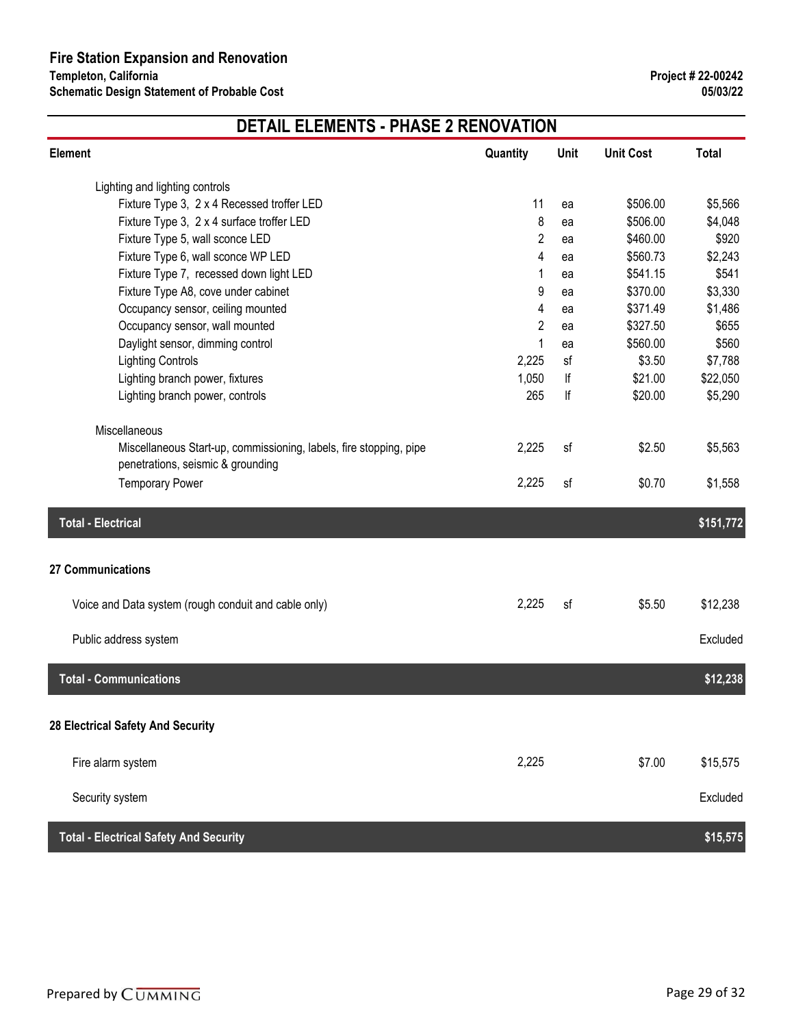# Fire Station Expansion and Renovation

**Templeton, California**
**Schematic Design Statement of Probable Cost**

**Project # 22-00242**
**05/03/22**

## DETAIL ELEMENTS - PHASE 2 RENOVATION

| Element | Quantity | Unit | Unit Cost | Total |
|---|---|---|---|---|
| Lighting and lighting controls | | | | |
| Fixture Type 3, 2 x 4 Recessed troffer LED | 11 | ea | $506.00 | $5,566 |
| Fixture Type 3, 2 x 4 surface troffer LED | 8 | ea | $506.00 | $4,048 |
| Fixture Type 5, wall sconce LED | 2 | ea | $460.00 | $920 |
| Fixture Type 6, wall sconce WP LED | 4 | ea | $560.73 | $2,243 |
| Fixture Type 7, recessed down light LED | 1 | ea | $541.15 | $541 |
| Fixture Type A8, cove under cabinet | 9 | ea | $370.00 | $3,330 |
| Occupancy sensor, ceiling mounted | 4 | ea | $371.49 | $1,486 |
| Occupancy sensor, wall mounted | 2 | ea | $327.50 | $655 |
| Daylight sensor, dimming control | 1 | ea | $560.00 | $560 |
| Lighting Controls | 2,225 | sf | $3.50 | $7,788 |
| Lighting branch power, fixtures | 1,050 | lf | $21.00 | $22,050 |
| Lighting branch power, controls | 265 | lf | $20.00 | $5,290 |
| Miscellaneous | | | | |
| Miscellaneous Start-up, commissioning, labels, fire stopping, pipe penetrations, seismic & grounding | 2,225 | sf | $2.50 | $5,563 |
| Temporary Power | 2,225 | sf | $0.70 | $1,558 |
| **Total - Electrical** | | | | **$151,772** |
| **27 Communications** | | | | |
| Voice and Data system (rough conduit and cable only) | 2,225 | sf | $5.50 | $12,238 |
| Public address system | | | | Excluded |
| **Total - Communications** | | | | **$12,238** |
| **28 Electrical Safety And Security** | | | | |
| Fire alarm system | 2,225 | | $7.00 | $15,575 |
| Security system | | | | Excluded |
| **Total - Electrical Safety And Security** | | | | **$15,575** |

Prepared by CUMMING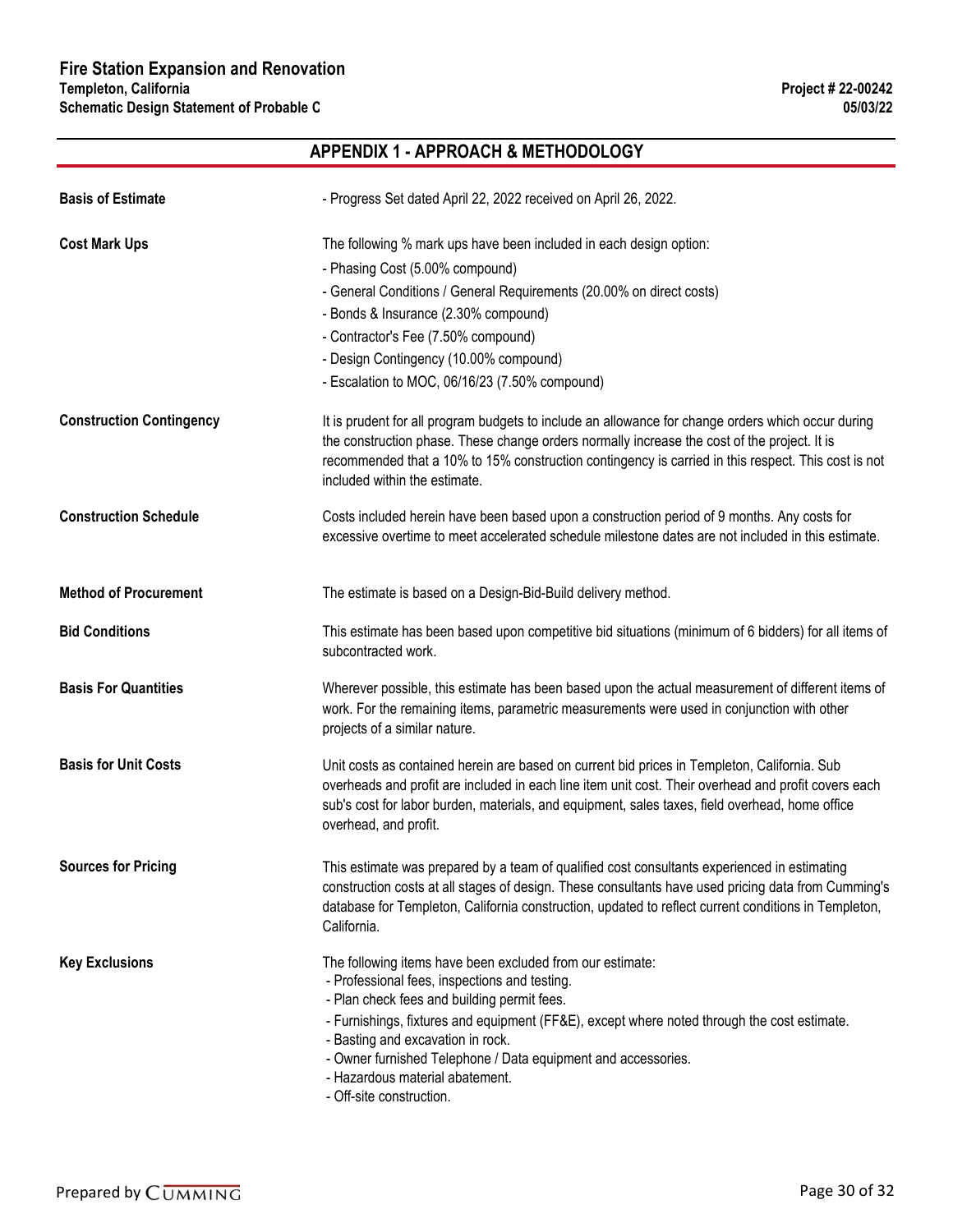## APPENDIX 1 - APPROACH & METHODOLOGY

**Basis of Estimate**

- Progress Set dated April 22, 2022 received on April 26, 2022.

**Cost Mark Ups**

The following % mark ups have been included in each design option:

- Phasing Cost (5.00% compound)
- General Conditions / General Requirements (20.00% on direct costs)
- Bonds & Insurance (2.30% compound)
- Contractor's Fee (7.50% compound)
- Design Contingency (10.00% compound)
- Escalation to MOC, 06/16/23 (7.50% compound)

**Construction Contingency**

It is prudent for all program budgets to include an allowance for change orders which occur during the construction phase. These change orders normally increase the cost of the project. It is recommended that a 10% to 15% construction contingency is carried in this respect. This cost is not included within the estimate.

**Construction Schedule**

Costs included herein have been based upon a construction period of 9 months. Any costs for excessive overtime to meet accelerated schedule milestone dates are not included in this estimate.

**Method of Procurement**

The estimate is based on a Design-Bid-Build delivery method.

**Bid Conditions**

This estimate has been based upon competitive bid situations (minimum of 6 bidders) for all items of subcontracted work.

**Basis For Quantities**

Wherever possible, this estimate has been based upon the actual measurement of different items of work. For the remaining items, parametric measurements were used in conjunction with other projects of a similar nature.

**Basis for Unit Costs**

Unit costs as contained herein are based on current bid prices in Templeton, California. Sub overheads and profit are included in each line item unit cost. Their overhead and profit covers each sub's cost for labor burden, materials, and equipment, sales taxes, field overhead, home office overhead, and profit.

**Sources for Pricing**

This estimate was prepared by a team of qualified cost consultants experienced in estimating construction costs at all stages of design. These consultants have used pricing data from Cumming's database for Templeton, California construction, updated to reflect current conditions in Templeton, California.

**Key Exclusions**

The following items have been excluded from our estimate:

- Professional fees, inspections and testing.
- Plan check fees and building permit fees.
- Furnishings, fixtures and equipment (FF&E), except where noted through the cost estimate.
- Basting and excavation in rock.
- Owner furnished Telephone / Data equipment and accessories.
- Hazardous material abatement.
- Off-site construction.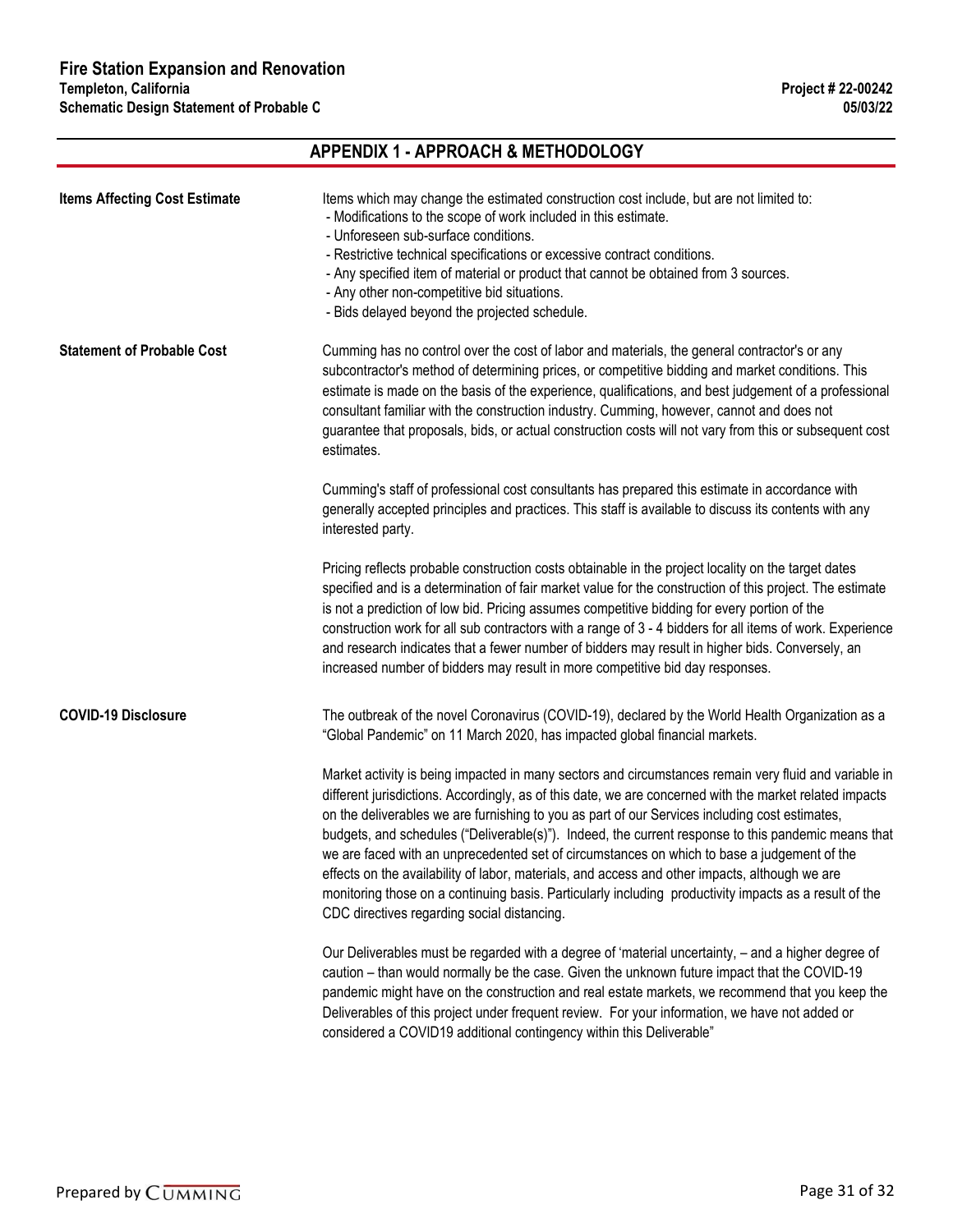## APPENDIX 1 - APPROACH & METHODOLOGY

**Items Affecting Cost Estimate**

Items which may change the estimated construction cost include, but are not limited to:

- Modifications to the scope of work included in this estimate.
- Unforeseen sub-surface conditions.
- Restrictive technical specifications or excessive contract conditions.
- Any specified item of material or product that cannot be obtained from 3 sources.
- Any other non-competitive bid situations.
- Bids delayed beyond the projected schedule.

**Statement of Probable Cost**

Cumming has no control over the cost of labor and materials, the general contractor's or any subcontractor's method of determining prices, or competitive bidding and market conditions. This estimate is made on the basis of the experience, qualifications, and best judgement of a professional consultant familiar with the construction industry. Cumming, however, cannot and does not guarantee that proposals, bids, or actual construction costs will not vary from this or subsequent cost estimates.

Cumming's staff of professional cost consultants has prepared this estimate in accordance with generally accepted principles and practices. This staff is available to discuss its contents with any interested party.

Pricing reflects probable construction costs obtainable in the project locality on the target dates specified and is a determination of fair market value for the construction of this project. The estimate is not a prediction of low bid. Pricing assumes competitive bidding for every portion of the construction work for all sub contractors with a range of 3 - 4 bidders for all items of work. Experience and research indicates that a fewer number of bidders may result in higher bids. Conversely, an increased number of bidders may result in more competitive bid day responses.

**COVID-19 Disclosure**

The outbreak of the novel Coronavirus (COVID-19), declared by the World Health Organization as a "Global Pandemic" on 11 March 2020, has impacted global financial markets.

Market activity is being impacted in many sectors and circumstances remain very fluid and variable in different jurisdictions. Accordingly, as of this date, we are concerned with the market related impacts on the deliverables we are furnishing to you as part of our Services including cost estimates, budgets, and schedules ("Deliverable(s)"). Indeed, the current response to this pandemic means that we are faced with an unprecedented set of circumstances on which to base a judgement of the effects on the availability of labor, materials, and access and other impacts, although we are monitoring those on a continuing basis. Particularly including productivity impacts as a result of the CDC directives regarding social distancing.

Our Deliverables must be regarded with a degree of 'material uncertainty, – and a higher degree of caution – than would normally be the case. Given the unknown future impact that the COVID-19 pandemic might have on the construction and real estate markets, we recommend that you keep the Deliverables of this project under frequent review. For your information, we have not added or considered a COVID19 additional contingency within this Deliverable"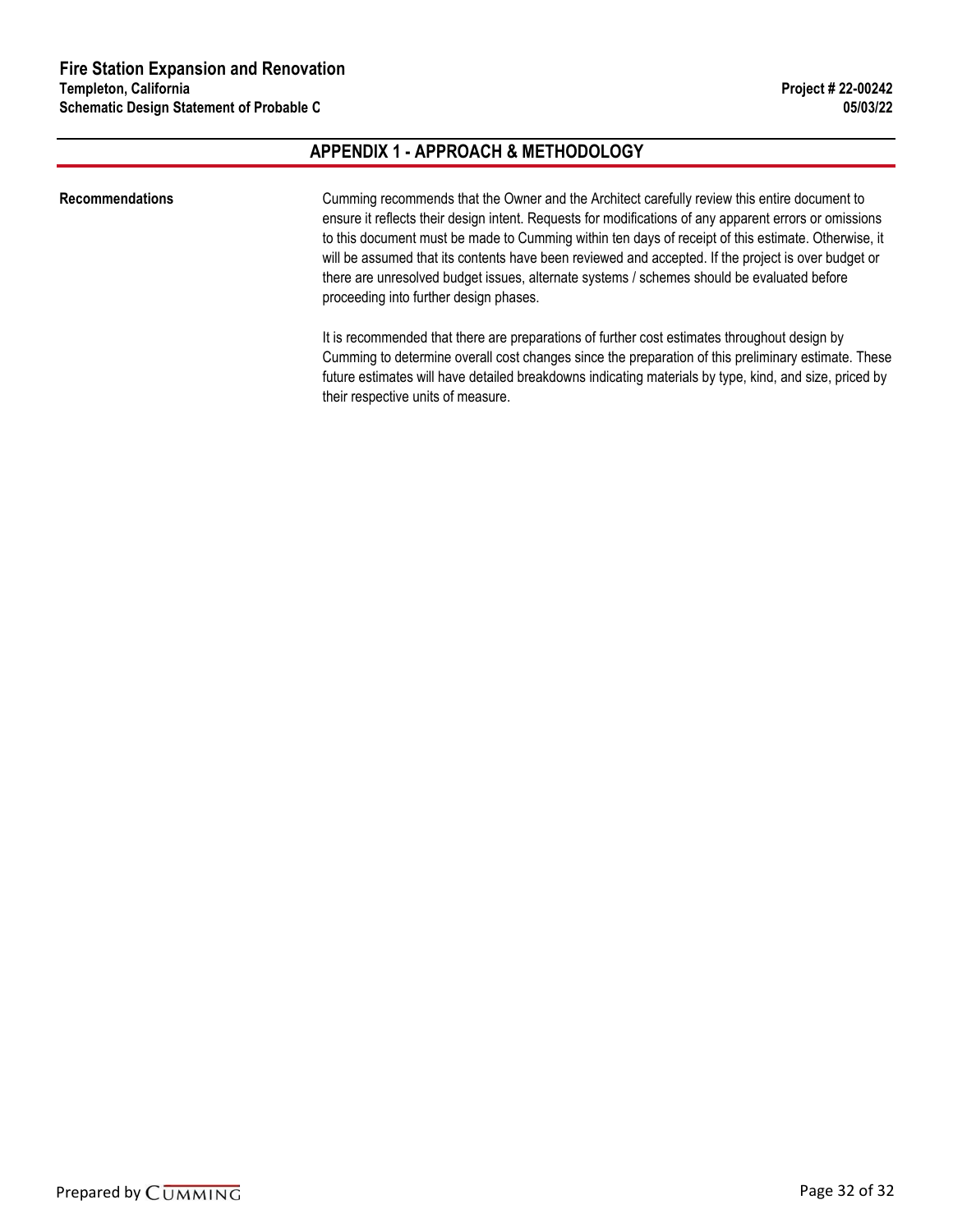## APPENDIX 1 - APPROACH & METHODOLOGY

**Recommendations**

Cumming recommends that the Owner and the Architect carefully review this entire document to ensure it reflects their design intent. Requests for modifications of any apparent errors or omissions to this document must be made to Cumming within ten days of receipt of this estimate. Otherwise, it will be assumed that its contents have been reviewed and accepted. If the project is over budget or there are unresolved budget issues, alternate systems / schemes should be evaluated before proceeding into further design phases.

It is recommended that there are preparations of further cost estimates throughout design by Cumming to determine overall cost changes since the preparation of this preliminary estimate. These future estimates will have detailed breakdowns indicating materials by type, kind, and size, priced by their respective units of measure.